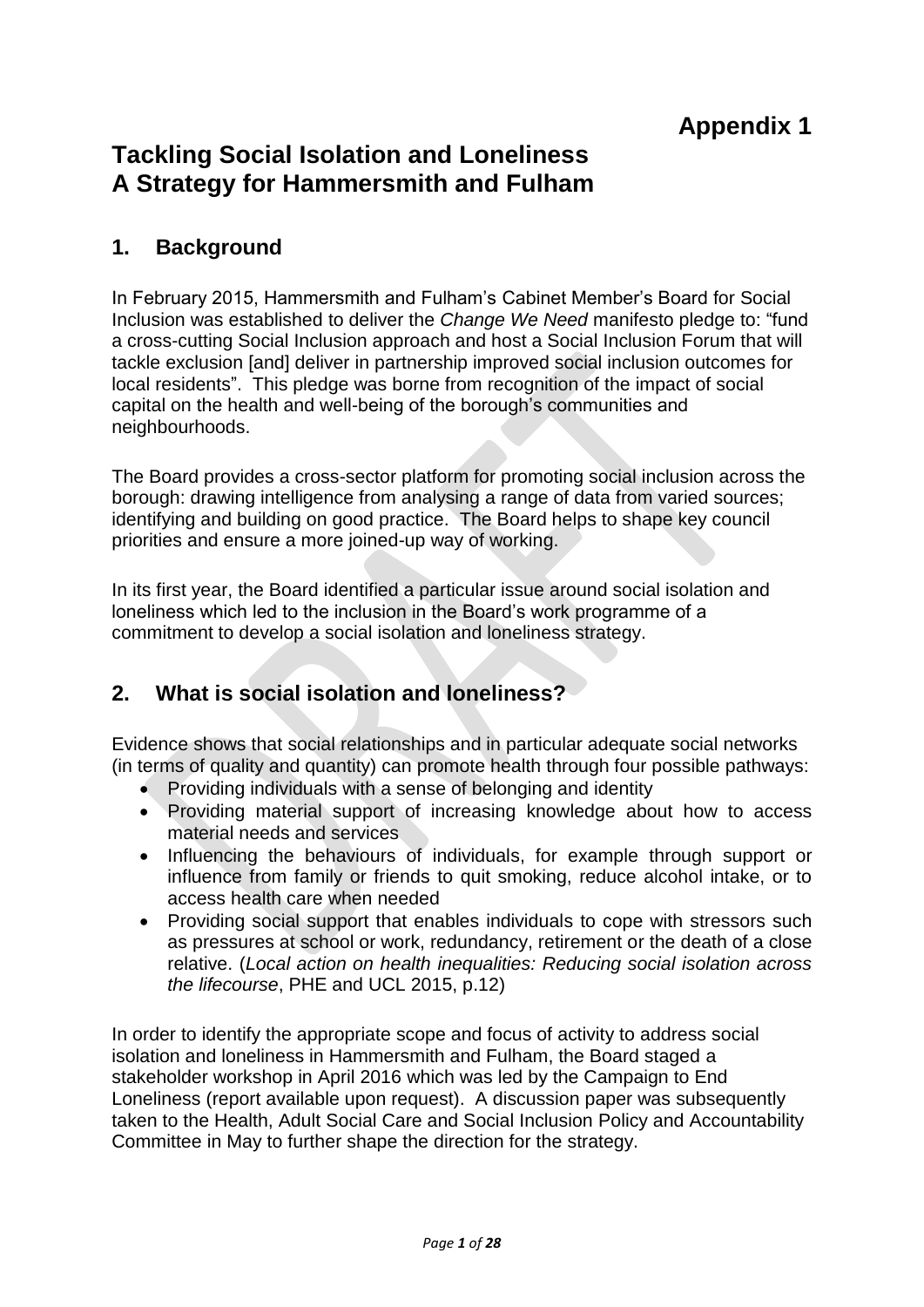**Appendix 1**

# Tackling Social Isolation and Loneliness
# A Strategy for Hammersmith and Fulham

## 1. Background

In February 2015, Hammersmith and Fulham's Cabinet Member's Board for Social Inclusion was established to deliver the *Change We Need* manifesto pledge to: "fund a cross-cutting Social Inclusion approach and host a Social Inclusion Forum that will tackle exclusion [and] deliver in partnership improved social inclusion outcomes for local residents". This pledge was borne from recognition of the impact of social capital on the health and well-being of the borough's communities and neighbourhoods.

The Board provides a cross-sector platform for promoting social inclusion across the borough: drawing intelligence from analysing a range of data from varied sources; identifying and building on good practice. The Board helps to shape key council priorities and ensure a more joined-up way of working.

In its first year, the Board identified a particular issue around social isolation and loneliness which led to the inclusion in the Board's work programme of a commitment to develop a social isolation and loneliness strategy.

## 2. What is social isolation and loneliness?

Evidence shows that social relationships and in particular adequate social networks (in terms of quality and quantity) can promote health through four possible pathways:

- Providing individuals with a sense of belonging and identity
- Providing material support of increasing knowledge about how to access material needs and services
- Influencing the behaviours of individuals, for example through support or influence from family or friends to quit smoking, reduce alcohol intake, or to access health care when needed
- Providing social support that enables individuals to cope with stressors such as pressures at school or work, redundancy, retirement or the death of a close relative. (*Local action on health inequalities: Reducing social isolation across the lifecourse*, PHE and UCL 2015, p.12)

In order to identify the appropriate scope and focus of activity to address social isolation and loneliness in Hammersmith and Fulham, the Board staged a stakeholder workshop in April 2016 which was led by the Campaign to End Loneliness (report available upon request). A discussion paper was subsequently taken to the Health, Adult Social Care and Social Inclusion Policy and Accountability Committee in May to further shape the direction for the strategy.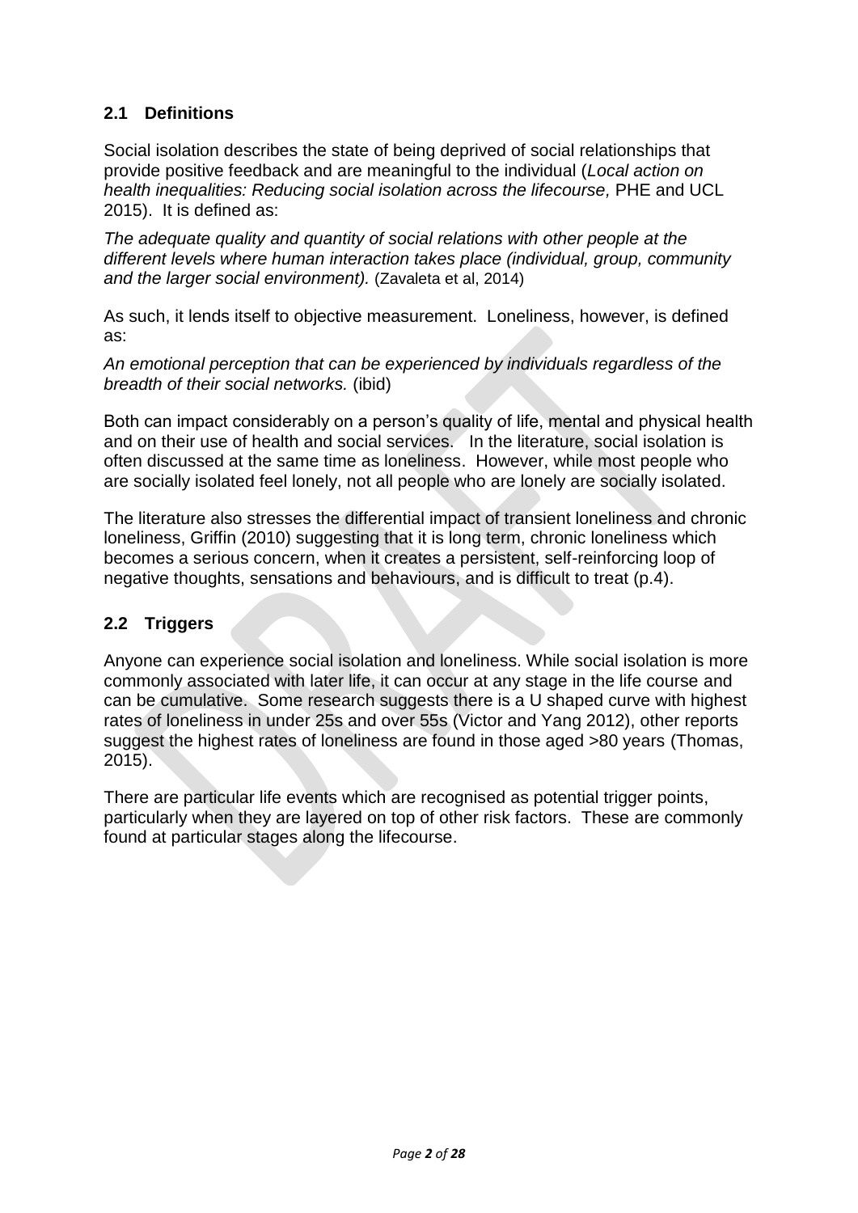## 2.1 Definitions

Social isolation describes the state of being deprived of social relationships that provide positive feedback and are meaningful to the individual (*Local action on health inequalities: Reducing social isolation across the lifecourse,* PHE and UCL 2015). It is defined as:

*The adequate quality and quantity of social relations with other people at the different levels where human interaction takes place (individual, group, community and the larger social environment).* (Zavaleta et al, 2014)

As such, it lends itself to objective measurement. Loneliness, however, is defined as:

*An emotional perception that can be experienced by individuals regardless of the breadth of their social networks.* (ibid)

Both can impact considerably on a person's quality of life, mental and physical health and on their use of health and social services. In the literature, social isolation is often discussed at the same time as loneliness. However, while most people who are socially isolated feel lonely, not all people who are lonely are socially isolated.

The literature also stresses the differential impact of transient loneliness and chronic loneliness, Griffin (2010) suggesting that it is long term, chronic loneliness which becomes a serious concern, when it creates a persistent, self-reinforcing loop of negative thoughts, sensations and behaviours, and is difficult to treat (p.4).

## 2.2 Triggers

Anyone can experience social isolation and loneliness. While social isolation is more commonly associated with later life, it can occur at any stage in the life course and can be cumulative. Some research suggests there is a U shaped curve with highest rates of loneliness in under 25s and over 55s (Victor and Yang 2012), other reports suggest the highest rates of loneliness are found in those aged >80 years (Thomas, 2015).

There are particular life events which are recognised as potential trigger points, particularly when they are layered on top of other risk factors. These are commonly found at particular stages along the lifecourse.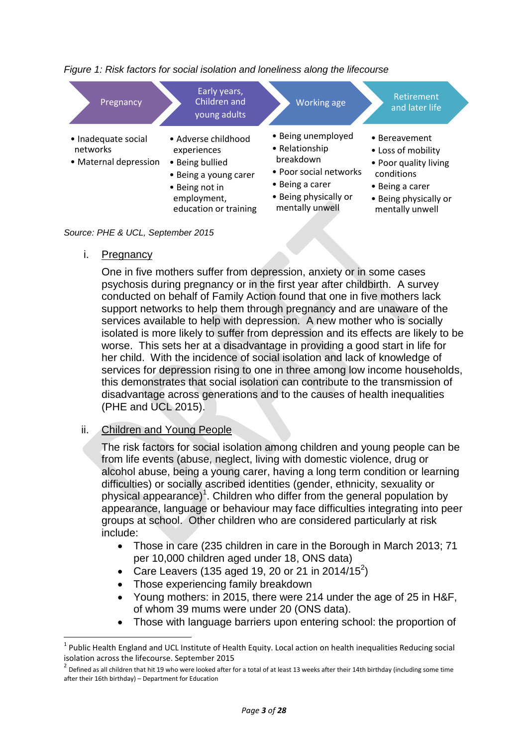*Figure 1: Risk factors for social isolation and loneliness along the lifecourse*

| Pregnancy | Early years, Children and young adults | Working age | Retirement and later life |
|---|---|---|---|
| • Inadequate social networks<br>• Maternal depression | • Adverse childhood experiences<br>• Being bullied<br>• Being a young carer<br>• Being not in employment, education or training | • Being unemployed<br>• Relationship breakdown<br>• Poor social networks<br>• Being a carer<br>• Being physically or mentally unwell | • Bereavement<br>• Loss of mobility<br>• Poor quality living conditions<br>• Being a carer<br>• Being physically or mentally unwell |

*Source: PHE & UCL, September 2015*

i. <u>Pregnancy</u>

One in five mothers suffer from depression, anxiety or in some cases psychosis during pregnancy or in the first year after childbirth. A survey conducted on behalf of Family Action found that one in five mothers lack support networks to help them through pregnancy and are unaware of the services available to help with depression. A new mother who is socially isolated is more likely to suffer from depression and its effects are likely to be worse. This sets her at a disadvantage in providing a good start in life for her child. With the incidence of social isolation and lack of knowledge of services for depression rising to one in three among low income households, this demonstrates that social isolation can contribute to the transmission of disadvantage across generations and to the causes of health inequalities (PHE and UCL 2015).

ii. <u>Children and Young People</u>

The risk factors for social isolation among children and young people can be from life events (abuse, neglect, living with domestic violence, drug or alcohol abuse, being a young carer, having a long term condition or learning difficulties) or socially ascribed identities (gender, ethnicity, sexuality or physical appearance)[1]. Children who differ from the general population by appearance, language or behaviour may face difficulties integrating into peer groups at school. Other children who are considered particularly at risk include:

- Those in care (235 children in care in the Borough in March 2013; 71 per 10,000 children aged under 18, ONS data)
- Care Leavers (135 aged 19, 20 or 21 in 2014/15[2])
- Those experiencing family breakdown
- Young mothers: in 2015, there were 214 under the age of 25 in H&F, of whom 39 mums were under 20 (ONS data).
- Those with language barriers upon entering school: the proportion of

---

[1] Public Health England and UCL Institute of Health Equity. Local action on health inequalities Reducing social isolation across the lifecourse. September 2015

[2] Defined as all children that hit 19 who were looked after for a total of at least 13 weeks after their 14th birthday (including some time after their 16th birthday) – Department for Education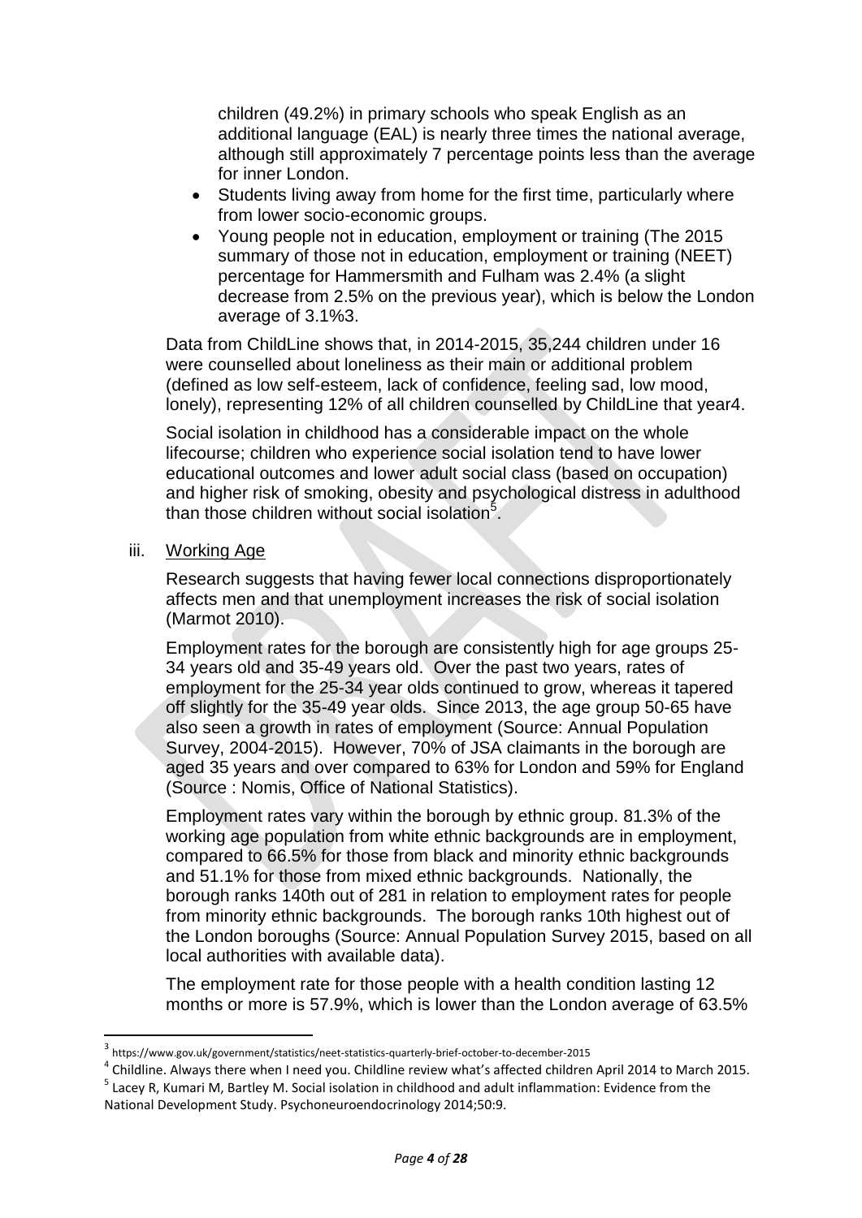children (49.2%) in primary schools who speak English as an additional language (EAL) is nearly three times the national average, although still approximately 7 percentage points less than the average for inner London.

- Students living away from home for the first time, particularly where from lower socio-economic groups.
- Young people not in education, employment or training (The 2015 summary of those not in education, employment or training (NEET) percentage for Hammersmith and Fulham was 2.4% (a slight decrease from 2.5% on the previous year), which is below the London average of 3.1%[3].

Data from ChildLine shows that, in 2014-2015, 35,244 children under 16 were counselled about loneliness as their main or additional problem (defined as low self-esteem, lack of confidence, feeling sad, low mood, lonely), representing 12% of all children counselled by ChildLine that year[4].

Social isolation in childhood has a considerable impact on the whole lifecourse; children who experience social isolation tend to have lower educational outcomes and lower adult social class (based on occupation) and higher risk of smoking, obesity and psychological distress in adulthood than those children without social isolation[5].

iii. Working Age

Research suggests that having fewer local connections disproportionately affects men and that unemployment increases the risk of social isolation (Marmot 2010).

Employment rates for the borough are consistently high for age groups 25-34 years old and 35-49 years old. Over the past two years, rates of employment for the 25-34 year olds continued to grow, whereas it tapered off slightly for the 35-49 year olds. Since 2013, the age group 50-65 have also seen a growth in rates of employment (Source: Annual Population Survey, 2004-2015). However, 70% of JSA claimants in the borough are aged 35 years and over compared to 63% for London and 59% for England (Source : Nomis, Office of National Statistics).

Employment rates vary within the borough by ethnic group. 81.3% of the working age population from white ethnic backgrounds are in employment, compared to 66.5% for those from black and minority ethnic backgrounds and 51.1% for those from mixed ethnic backgrounds. Nationally, the borough ranks 140th out of 281 in relation to employment rates for people from minority ethnic backgrounds. The borough ranks 10th highest out of the London boroughs (Source: Annual Population Survey 2015, based on all local authorities with available data).

The employment rate for those people with a health condition lasting 12 months or more is 57.9%, which is lower than the London average of 63.5%

---

[3] https://www.gov.uk/government/statistics/neet-statistics-quarterly-brief-october-to-december-2015

[4] Childline. Always there when I need you. Childline review what's affected children April 2014 to March 2015.

[5] Lacey R, Kumari M, Bartley M. Social isolation in childhood and adult inflammation: Evidence from the National Development Study. Psychoneuroendocrinology 2014;50:9.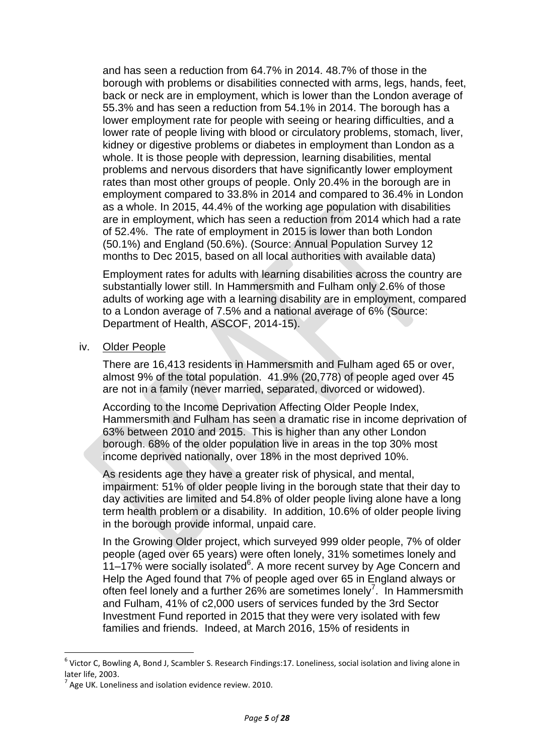and has seen a reduction from 64.7% in 2014. 48.7% of those in the borough with problems or disabilities connected with arms, legs, hands, feet, back or neck are in employment, which is lower than the London average of 55.3% and has seen a reduction from 54.1% in 2014. The borough has a lower employment rate for people with seeing or hearing difficulties, and a lower rate of people living with blood or circulatory problems, stomach, liver, kidney or digestive problems or diabetes in employment than London as a whole. It is those people with depression, learning disabilities, mental problems and nervous disorders that have significantly lower employment rates than most other groups of people. Only 20.4% in the borough are in employment compared to 33.8% in 2014 and compared to 36.4% in London as a whole. In 2015, 44.4% of the working age population with disabilities are in employment, which has seen a reduction from 2014 which had a rate of 52.4%. The rate of employment in 2015 is lower than both London (50.1%) and England (50.6%). (Source: Annual Population Survey 12 months to Dec 2015, based on all local authorities with available data)

Employment rates for adults with learning disabilities across the country are substantially lower still. In Hammersmith and Fulham only 2.6% of those adults of working age with a learning disability are in employment, compared to a London average of 7.5% and a national average of 6% (Source: Department of Health, ASCOF, 2014-15).

iv. Older People

There are 16,413 residents in Hammersmith and Fulham aged 65 or over, almost 9% of the total population. 41.9% (20,778) of people aged over 45 are not in a family (never married, separated, divorced or widowed).

According to the Income Deprivation Affecting Older People Index, Hammersmith and Fulham has seen a dramatic rise in income deprivation of 63% between 2010 and 2015. This is higher than any other London borough. 68% of the older population live in areas in the top 30% most income deprived nationally, over 18% in the most deprived 10%.

As residents age they have a greater risk of physical, and mental, impairment: 51% of older people living in the borough state that their day to day activities are limited and 54.8% of older people living alone have a long term health problem or a disability. In addition, 10.6% of older people living in the borough provide informal, unpaid care.

In the Growing Older project, which surveyed 999 older people, 7% of older people (aged over 65 years) were often lonely, 31% sometimes lonely and 11–17% were socially isolated[6]. A more recent survey by Age Concern and Help the Aged found that 7% of people aged over 65 in England always or often feel lonely and a further 26% are sometimes lonely[7]. In Hammersmith and Fulham, 41% of c2,000 users of services funded by the 3rd Sector Investment Fund reported in 2015 that they were very isolated with few families and friends. Indeed, at March 2016, 15% of residents in

[6] Victor C, Bowling A, Bond J, Scambler S. Research Findings:17. Loneliness, social isolation and living alone in later life, 2003.

[7] Age UK. Loneliness and isolation evidence review. 2010.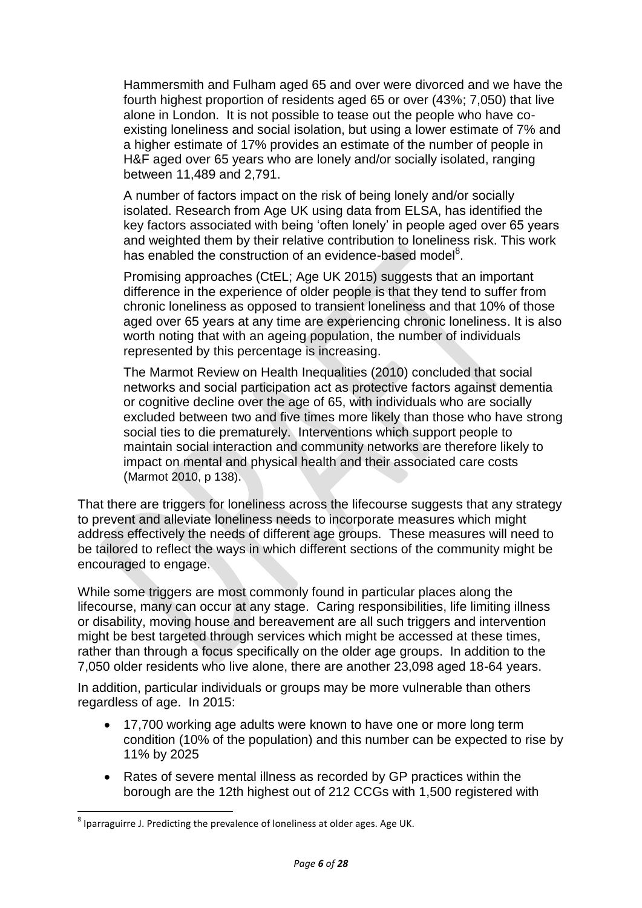Hammersmith and Fulham aged 65 and over were divorced and we have the fourth highest proportion of residents aged 65 or over (43%; 7,050) that live alone in London. It is not possible to tease out the people who have co-existing loneliness and social isolation, but using a lower estimate of 7% and a higher estimate of 17% provides an estimate of the number of people in H&F aged over 65 years who are lonely and/or socially isolated, ranging between 11,489 and 2,791.

A number of factors impact on the risk of being lonely and/or socially isolated. Research from Age UK using data from ELSA, has identified the key factors associated with being 'often lonely' in people aged over 65 years and weighted them by their relative contribution to loneliness risk. This work has enabled the construction of an evidence-based model[8].

Promising approaches (CtEL; Age UK 2015) suggests that an important difference in the experience of older people is that they tend to suffer from chronic loneliness as opposed to transient loneliness and that 10% of those aged over 65 years at any time are experiencing chronic loneliness. It is also worth noting that with an ageing population, the number of individuals represented by this percentage is increasing.

The Marmot Review on Health Inequalities (2010) concluded that social networks and social participation act as protective factors against dementia or cognitive decline over the age of 65, with individuals who are socially excluded between two and five times more likely than those who have strong social ties to die prematurely. Interventions which support people to maintain social interaction and community networks are therefore likely to impact on mental and physical health and their associated care costs (Marmot 2010, p 138).

That there are triggers for loneliness across the lifecourse suggests that any strategy to prevent and alleviate loneliness needs to incorporate measures which might address effectively the needs of different age groups. These measures will need to be tailored to reflect the ways in which different sections of the community might be encouraged to engage.

While some triggers are most commonly found in particular places along the lifecourse, many can occur at any stage. Caring responsibilities, life limiting illness or disability, moving house and bereavement are all such triggers and intervention might be best targeted through services which might be accessed at these times, rather than through a focus specifically on the older age groups. In addition to the 7,050 older residents who live alone, there are another 23,098 aged 18-64 years.

In addition, particular individuals or groups may be more vulnerable than others regardless of age. In 2015:

- 17,700 working age adults were known to have one or more long term condition (10% of the population) and this number can be expected to rise by 11% by 2025
- Rates of severe mental illness as recorded by GP practices within the borough are the 12th highest out of 212 CCGs with 1,500 registered with

[8] Iparraguirre J. Predicting the prevalence of loneliness at older ages. Age UK.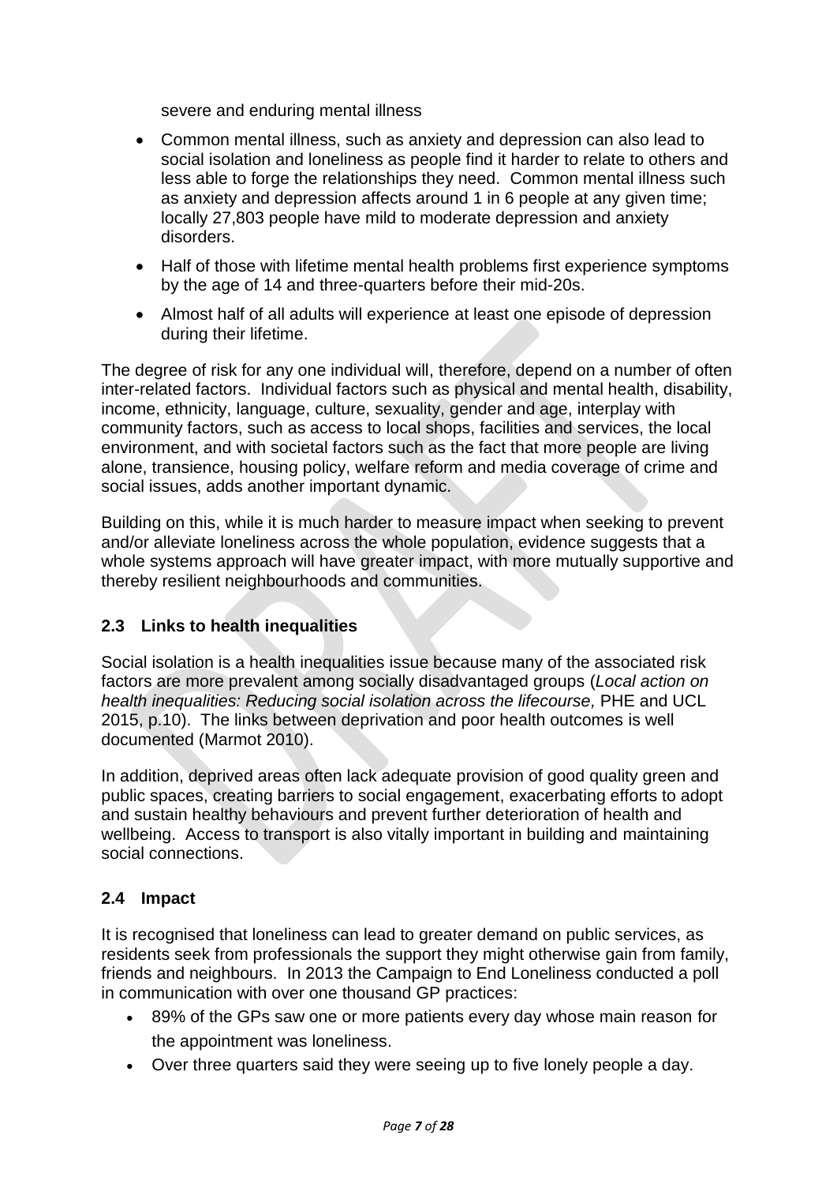severe and enduring mental illness

- Common mental illness, such as anxiety and depression can also lead to social isolation and loneliness as people find it harder to relate to others and less able to forge the relationships they need. Common mental illness such as anxiety and depression affects around 1 in 6 people at any given time; locally 27,803 people have mild to moderate depression and anxiety disorders.
- Half of those with lifetime mental health problems first experience symptoms by the age of 14 and three-quarters before their mid-20s.
- Almost half of all adults will experience at least one episode of depression during their lifetime.

The degree of risk for any one individual will, therefore, depend on a number of often inter-related factors. Individual factors such as physical and mental health, disability, income, ethnicity, language, culture, sexuality, gender and age, interplay with community factors, such as access to local shops, facilities and services, the local environment, and with societal factors such as the fact that more people are living alone, transience, housing policy, welfare reform and media coverage of crime and social issues, adds another important dynamic.

Building on this, while it is much harder to measure impact when seeking to prevent and/or alleviate loneliness across the whole population, evidence suggests that a whole systems approach will have greater impact, with more mutually supportive and thereby resilient neighbourhoods and communities.

### 2.3 Links to health inequalities

Social isolation is a health inequalities issue because many of the associated risk factors are more prevalent among socially disadvantaged groups (*Local action on health inequalities: Reducing social isolation across the lifecourse,* PHE and UCL 2015, p.10). The links between deprivation and poor health outcomes is well documented (Marmot 2010).

In addition, deprived areas often lack adequate provision of good quality green and public spaces, creating barriers to social engagement, exacerbating efforts to adopt and sustain healthy behaviours and prevent further deterioration of health and wellbeing. Access to transport is also vitally important in building and maintaining social connections.

### 2.4 Impact

It is recognised that loneliness can lead to greater demand on public services, as residents seek from professionals the support they might otherwise gain from family, friends and neighbours. In 2013 the Campaign to End Loneliness conducted a poll in communication with over one thousand GP practices:

- 89% of the GPs saw one or more patients every day whose main reason for the appointment was loneliness.
- Over three quarters said they were seeing up to five lonely people a day.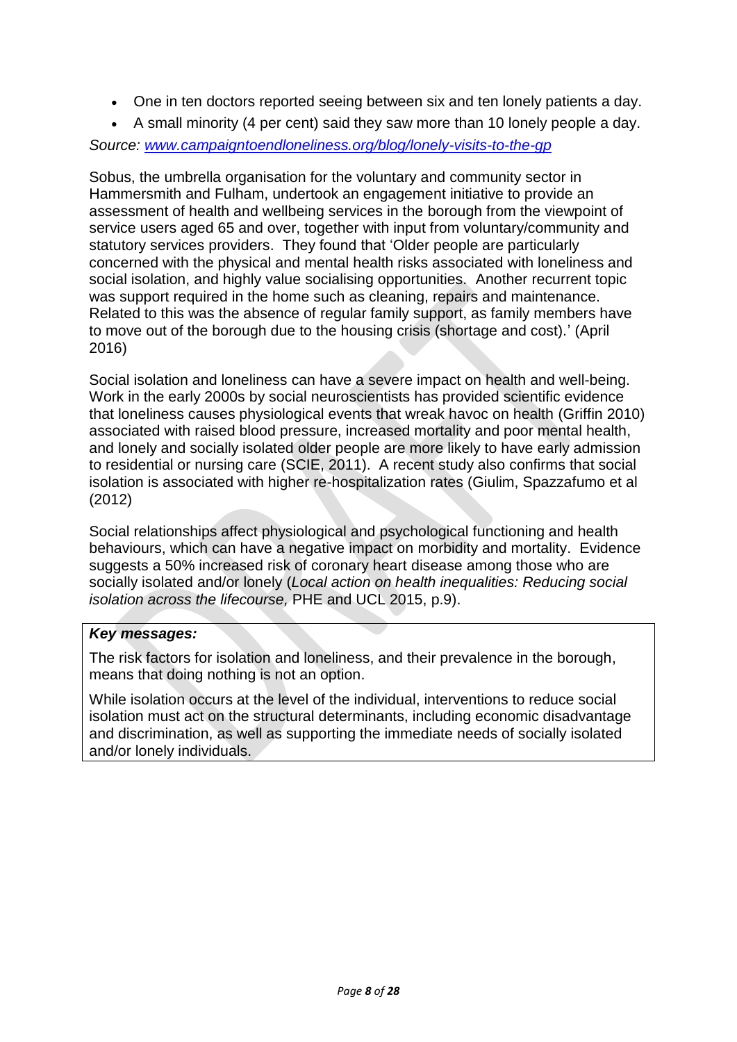- One in ten doctors reported seeing between six and ten lonely patients a day.
- A small minority (4 per cent) said they saw more than 10 lonely people a day.

*Source: [www.campaigntoendloneliness.org/blog/lonely-visits-to-the-gp](www.campaigntoendloneliness.org/blog/lonely-visits-to-the-gp)*

Sobus, the umbrella organisation for the voluntary and community sector in Hammersmith and Fulham, undertook an engagement initiative to provide an assessment of health and wellbeing services in the borough from the viewpoint of service users aged 65 and over, together with input from voluntary/community and statutory services providers. They found that 'Older people are particularly concerned with the physical and mental health risks associated with loneliness and social isolation, and highly value socialising opportunities. Another recurrent topic was support required in the home such as cleaning, repairs and maintenance. Related to this was the absence of regular family support, as family members have to move out of the borough due to the housing crisis (shortage and cost).' (April 2016)

Social isolation and loneliness can have a severe impact on health and well-being. Work in the early 2000s by social neuroscientists has provided scientific evidence that loneliness causes physiological events that wreak havoc on health (Griffin 2010) associated with raised blood pressure, increased mortality and poor mental health, and lonely and socially isolated older people are more likely to have early admission to residential or nursing care (SCIE, 2011). A recent study also confirms that social isolation is associated with higher re-hospitalization rates (Giulim, Spazzafumo et al (2012)

Social relationships affect physiological and psychological functioning and health behaviours, which can have a negative impact on morbidity and mortality. Evidence suggests a 50% increased risk of coronary heart disease among those who are socially isolated and/or lonely (*Local action on health inequalities: Reducing social isolation across the lifecourse,* PHE and UCL 2015, p.9).

> ***Key messages:***
>
> The risk factors for isolation and loneliness, and their prevalence in the borough, means that doing nothing is not an option.
>
> While isolation occurs at the level of the individual, interventions to reduce social isolation must act on the structural determinants, including economic disadvantage and discrimination, as well as supporting the immediate needs of socially isolated and/or lonely individuals.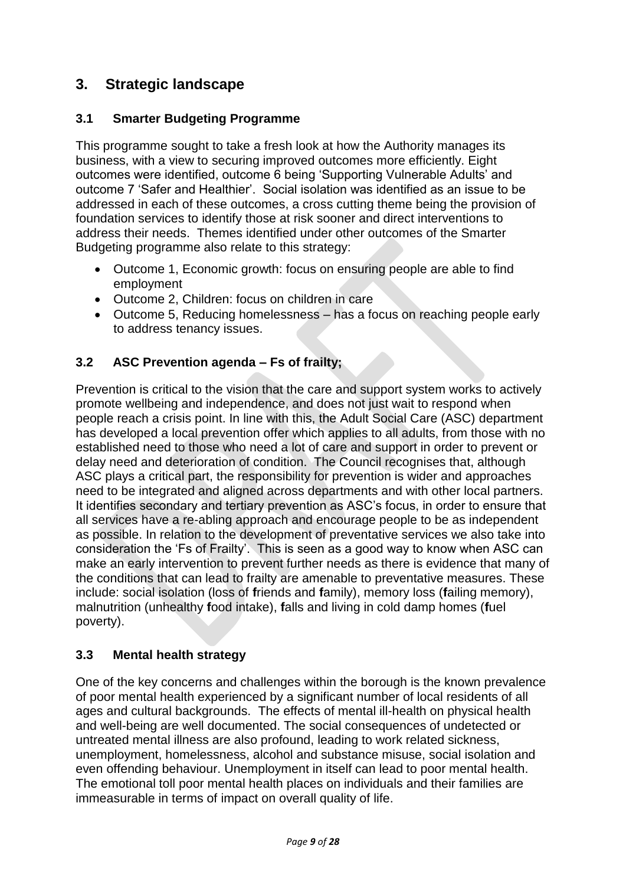## 3. Strategic landscape

### 3.1 Smarter Budgeting Programme

This programme sought to take a fresh look at how the Authority manages its business, with a view to securing improved outcomes more efficiently. Eight outcomes were identified, outcome 6 being 'Supporting Vulnerable Adults' and outcome 7 'Safer and Healthier'. Social isolation was identified as an issue to be addressed in each of these outcomes, a cross cutting theme being the provision of foundation services to identify those at risk sooner and direct interventions to address their needs. Themes identified under other outcomes of the Smarter Budgeting programme also relate to this strategy:

- Outcome 1, Economic growth: focus on ensuring people are able to find employment
- Outcome 2, Children: focus on children in care
- Outcome 5, Reducing homelessness – has a focus on reaching people early to address tenancy issues.

### 3.2 ASC Prevention agenda – Fs of frailty;

Prevention is critical to the vision that the care and support system works to actively promote wellbeing and independence, and does not just wait to respond when people reach a crisis point. In line with this, the Adult Social Care (ASC) department has developed a local prevention offer which applies to all adults, from those with no established need to those who need a lot of care and support in order to prevent or delay need and deterioration of condition. The Council recognises that, although ASC plays a critical part, the responsibility for prevention is wider and approaches need to be integrated and aligned across departments and with other local partners. It identifies secondary and tertiary prevention as ASC's focus, in order to ensure that all services have a re-abling approach and encourage people to be as independent as possible. In relation to the development of preventative services we also take into consideration the 'Fs of Frailty'. This is seen as a good way to know when ASC can make an early intervention to prevent further needs as there is evidence that many of the conditions that can lead to frailty are amenable to preventative measures. These include: social isolation (loss of **f**riends and **f**amily), memory loss (**f**ailing memory), malnutrition (unhealthy **f**ood intake), **f**alls and living in cold damp homes (**f**uel poverty).

### 3.3 Mental health strategy

One of the key concerns and challenges within the borough is the known prevalence of poor mental health experienced by a significant number of local residents of all ages and cultural backgrounds. The effects of mental ill-health on physical health and well-being are well documented. The social consequences of undetected or untreated mental illness are also profound, leading to work related sickness, unemployment, homelessness, alcohol and substance misuse, social isolation and even offending behaviour. Unemployment in itself can lead to poor mental health. The emotional toll poor mental health places on individuals and their families are immeasurable in terms of impact on overall quality of life.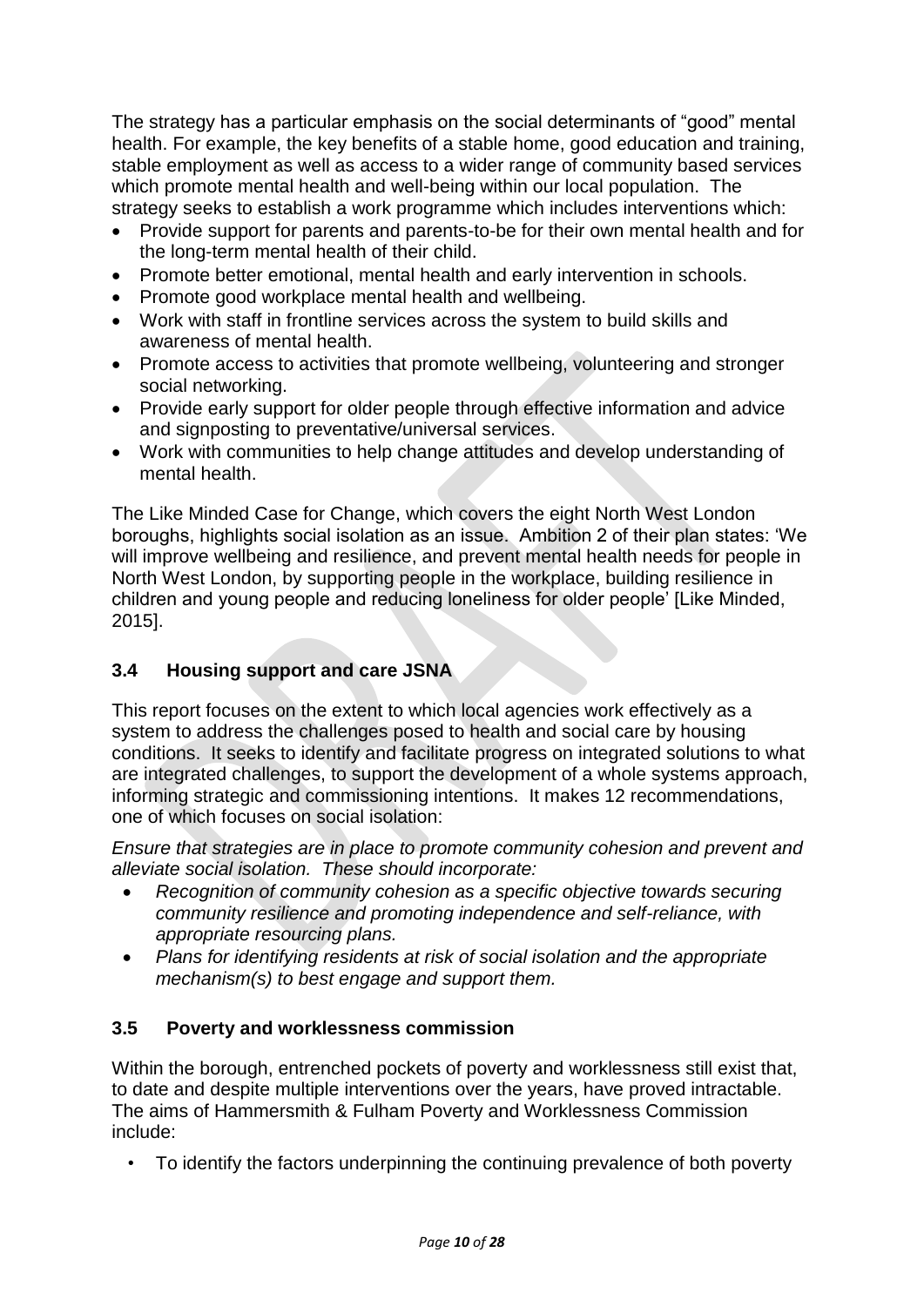The strategy has a particular emphasis on the social determinants of "good" mental health. For example, the key benefits of a stable home, good education and training, stable employment as well as access to a wider range of community based services which promote mental health and well-being within our local population. The strategy seeks to establish a work programme which includes interventions which:

- Provide support for parents and parents-to-be for their own mental health and for the long-term mental health of their child.
- Promote better emotional, mental health and early intervention in schools.
- Promote good workplace mental health and wellbeing.
- Work with staff in frontline services across the system to build skills and awareness of mental health.
- Promote access to activities that promote wellbeing, volunteering and stronger social networking.
- Provide early support for older people through effective information and advice and signposting to preventative/universal services.
- Work with communities to help change attitudes and develop understanding of mental health.

The Like Minded Case for Change, which covers the eight North West London boroughs, highlights social isolation as an issue. Ambition 2 of their plan states: 'We will improve wellbeing and resilience, and prevent mental health needs for people in North West London, by supporting people in the workplace, building resilience in children and young people and reducing loneliness for older people' [Like Minded, 2015].

### 3.4 Housing support and care JSNA

This report focuses on the extent to which local agencies work effectively as a system to address the challenges posed to health and social care by housing conditions. It seeks to identify and facilitate progress on integrated solutions to what are integrated challenges, to support the development of a whole systems approach, informing strategic and commissioning intentions. It makes 12 recommendations, one of which focuses on social isolation:

*Ensure that strategies are in place to promote community cohesion and prevent and alleviate social isolation. These should incorporate:*

- *Recognition of community cohesion as a specific objective towards securing community resilience and promoting independence and self-reliance, with appropriate resourcing plans.*
- *Plans for identifying residents at risk of social isolation and the appropriate mechanism(s) to best engage and support them.*

### 3.5 Poverty and worklessness commission

Within the borough, entrenched pockets of poverty and worklessness still exist that, to date and despite multiple interventions over the years, have proved intractable. The aims of Hammersmith & Fulham Poverty and Worklessness Commission include:

- To identify the factors underpinning the continuing prevalence of both poverty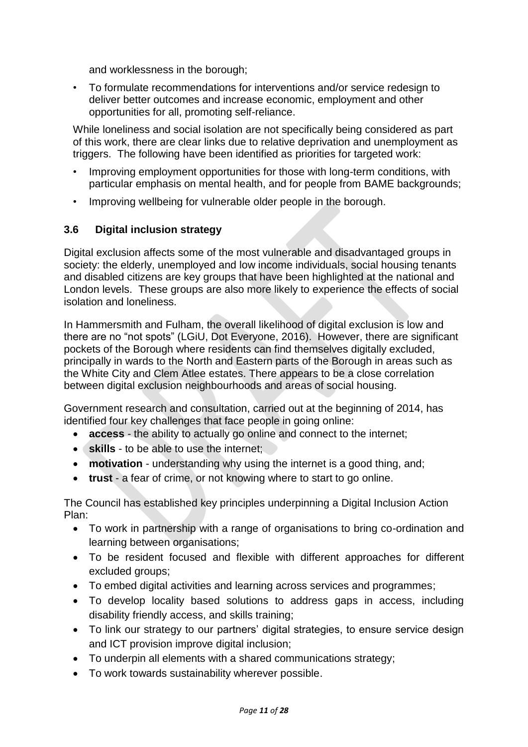and worklessness in the borough;

- To formulate recommendations for interventions and/or service redesign to deliver better outcomes and increase economic, employment and other opportunities for all, promoting self-reliance.

While loneliness and social isolation are not specifically being considered as part of this work, there are clear links due to relative deprivation and unemployment as triggers. The following have been identified as priorities for targeted work:

- Improving employment opportunities for those with long-term conditions, with particular emphasis on mental health, and for people from BAME backgrounds;
- Improving wellbeing for vulnerable older people in the borough.

### 3.6 Digital inclusion strategy

Digital exclusion affects some of the most vulnerable and disadvantaged groups in society: the elderly, unemployed and low income individuals, social housing tenants and disabled citizens are key groups that have been highlighted at the national and London levels. These groups are also more likely to experience the effects of social isolation and loneliness.

In Hammersmith and Fulham, the overall likelihood of digital exclusion is low and there are no "not spots" (LGiU, Dot Everyone, 2016). However, there are significant pockets of the Borough where residents can find themselves digitally excluded, principally in wards to the North and Eastern parts of the Borough in areas such as the White City and Clem Atlee estates. There appears to be a close correlation between digital exclusion neighbourhoods and areas of social housing.

Government research and consultation, carried out at the beginning of 2014, has identified four key challenges that face people in going online:

- **access** - the ability to actually go online and connect to the internet;
- **skills** - to be able to use the internet;
- **motivation** - understanding why using the internet is a good thing, and;
- **trust** - a fear of crime, or not knowing where to start to go online.

The Council has established key principles underpinning a Digital Inclusion Action Plan:

- To work in partnership with a range of organisations to bring co-ordination and learning between organisations;
- To be resident focused and flexible with different approaches for different excluded groups;
- To embed digital activities and learning across services and programmes;
- To develop locality based solutions to address gaps in access, including disability friendly access, and skills training;
- To link our strategy to our partners' digital strategies, to ensure service design and ICT provision improve digital inclusion;
- To underpin all elements with a shared communications strategy;
- To work towards sustainability wherever possible.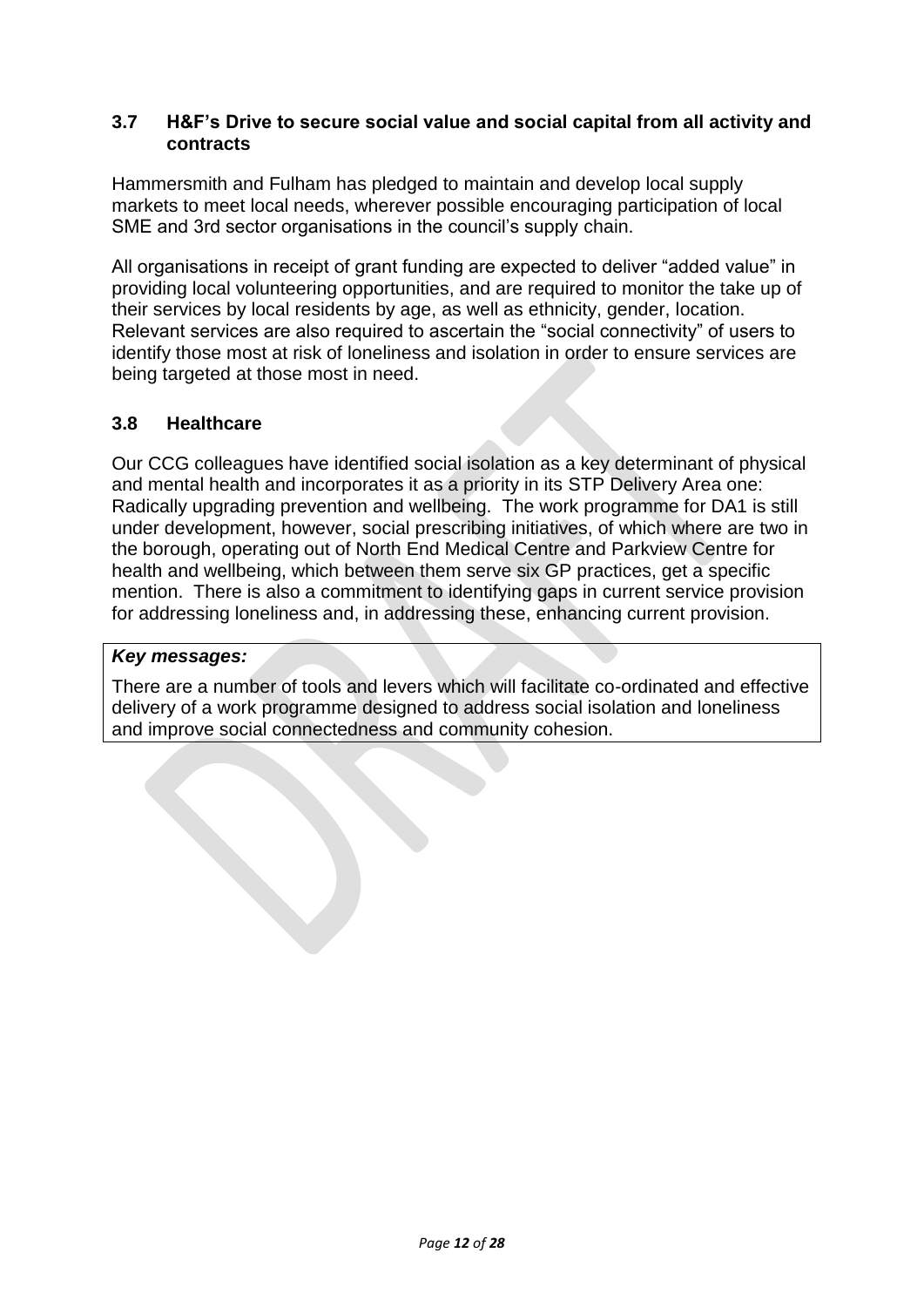### 3.7 H&F's Drive to secure social value and social capital from all activity and contracts

Hammersmith and Fulham has pledged to maintain and develop local supply markets to meet local needs, wherever possible encouraging participation of local SME and 3rd sector organisations in the council's supply chain.

All organisations in receipt of grant funding are expected to deliver "added value" in providing local volunteering opportunities, and are required to monitor the take up of their services by local residents by age, as well as ethnicity, gender, location. Relevant services are also required to ascertain the "social connectivity" of users to identify those most at risk of loneliness and isolation in order to ensure services are being targeted at those most in need.

### 3.8 Healthcare

Our CCG colleagues have identified social isolation as a key determinant of physical and mental health and incorporates it as a priority in its STP Delivery Area one: Radically upgrading prevention and wellbeing. The work programme for DA1 is still under development, however, social prescribing initiatives, of which where are two in the borough, operating out of North End Medical Centre and Parkview Centre for health and wellbeing, which between them serve six GP practices, get a specific mention. There is also a commitment to identifying gaps in current service provision for addressing loneliness and, in addressing these, enhancing current provision.

***Key messages:***

There are a number of tools and levers which will facilitate co-ordinated and effective delivery of a work programme designed to address social isolation and loneliness and improve social connectedness and community cohesion.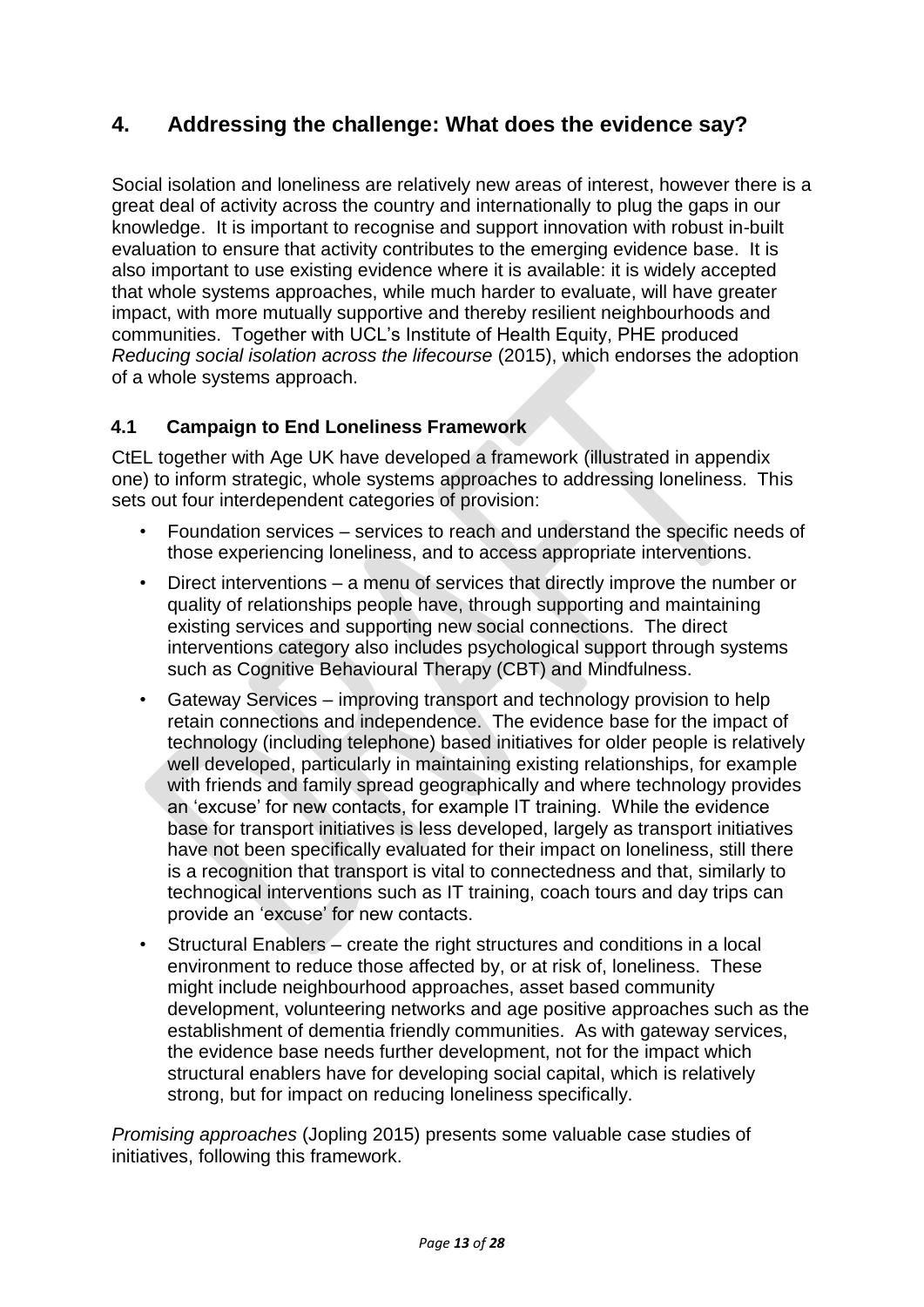## 4. Addressing the challenge: What does the evidence say?

Social isolation and loneliness are relatively new areas of interest, however there is a great deal of activity across the country and internationally to plug the gaps in our knowledge. It is important to recognise and support innovation with robust in-built evaluation to ensure that activity contributes to the emerging evidence base. It is also important to use existing evidence where it is available: it is widely accepted that whole systems approaches, while much harder to evaluate, will have greater impact, with more mutually supportive and thereby resilient neighbourhoods and communities. Together with UCL's Institute of Health Equity, PHE produced *Reducing social isolation across the lifecourse* (2015), which endorses the adoption of a whole systems approach.

### 4.1 Campaign to End Loneliness Framework

CtEL together with Age UK have developed a framework (illustrated in appendix one) to inform strategic, whole systems approaches to addressing loneliness. This sets out four interdependent categories of provision:

- Foundation services – services to reach and understand the specific needs of those experiencing loneliness, and to access appropriate interventions.
- Direct interventions – a menu of services that directly improve the number or quality of relationships people have, through supporting and maintaining existing services and supporting new social connections. The direct interventions category also includes psychological support through systems such as Cognitive Behavioural Therapy (CBT) and Mindfulness.
- Gateway Services – improving transport and technology provision to help retain connections and independence. The evidence base for the impact of technology (including telephone) based initiatives for older people is relatively well developed, particularly in maintaining existing relationships, for example with friends and family spread geographically and where technology provides an 'excuse' for new contacts, for example IT training. While the evidence base for transport initiatives is less developed, largely as transport initiatives have not been specifically evaluated for their impact on loneliness, still there is a recognition that transport is vital to connectedness and that, similarly to technogical interventions such as IT training, coach tours and day trips can provide an 'excuse' for new contacts.
- Structural Enablers – create the right structures and conditions in a local environment to reduce those affected by, or at risk of, loneliness. These might include neighbourhood approaches, asset based community development, volunteering networks and age positive approaches such as the establishment of dementia friendly communities. As with gateway services, the evidence base needs further development, not for the impact which structural enablers have for developing social capital, which is relatively strong, but for impact on reducing loneliness specifically.

*Promising approaches* (Jopling 2015) presents some valuable case studies of initiatives, following this framework.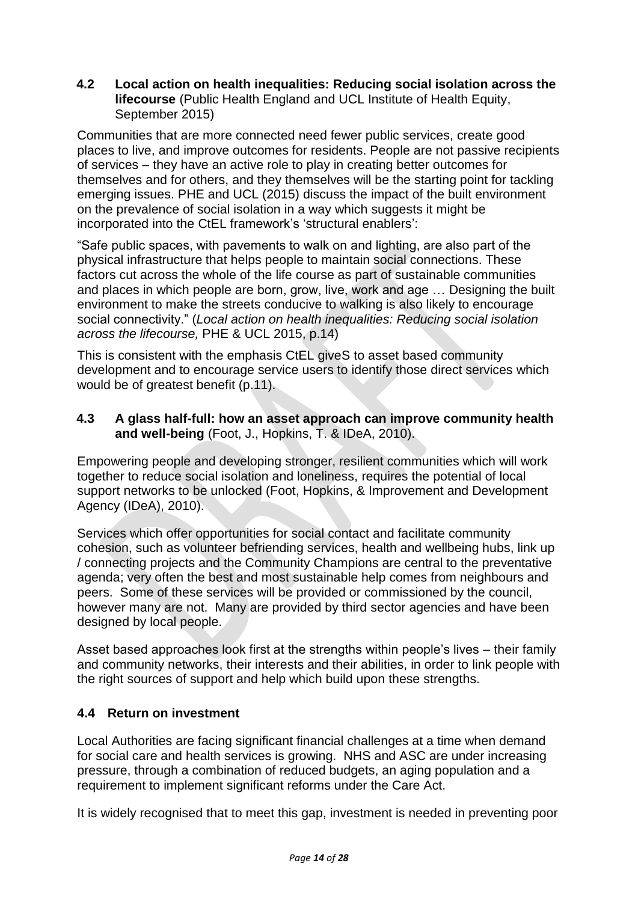## 4.2 Local action on health inequalities: Reducing social isolation across the lifecourse (Public Health England and UCL Institute of Health Equity, September 2015)

Communities that are more connected need fewer public services, create good places to live, and improve outcomes for residents. People are not passive recipients of services – they have an active role to play in creating better outcomes for themselves and for others, and they themselves will be the starting point for tackling emerging issues. PHE and UCL (2015) discuss the impact of the built environment on the prevalence of social isolation in a way which suggests it might be incorporated into the CtEL framework's 'structural enablers':

"Safe public spaces, with pavements to walk on and lighting, are also part of the physical infrastructure that helps people to maintain social connections. These factors cut across the whole of the life course as part of sustainable communities and places in which people are born, grow, live, work and age … Designing the built environment to make the streets conducive to walking is also likely to encourage social connectivity." (*Local action on health inequalities: Reducing social isolation across the lifecourse,* PHE & UCL 2015, p.14)

This is consistent with the emphasis CtEL giveS to asset based community development and to encourage service users to identify those direct services which would be of greatest benefit (p.11).

## 4.3 A glass half-full: how an asset approach can improve community health and well-being (Foot, J., Hopkins, T. & IDeA, 2010).

Empowering people and developing stronger, resilient communities which will work together to reduce social isolation and loneliness, requires the potential of local support networks to be unlocked (Foot, Hopkins, & Improvement and Development Agency (IDeA), 2010).

Services which offer opportunities for social contact and facilitate community cohesion, such as volunteer befriending services, health and wellbeing hubs, link up / connecting projects and the Community Champions are central to the preventative agenda; very often the best and most sustainable help comes from neighbours and peers. Some of these services will be provided or commissioned by the council, however many are not. Many are provided by third sector agencies and have been designed by local people.

Asset based approaches look first at the strengths within people's lives – their family and community networks, their interests and their abilities, in order to link people with the right sources of support and help which build upon these strengths.

## 4.4 Return on investment

Local Authorities are facing significant financial challenges at a time when demand for social care and health services is growing. NHS and ASC are under increasing pressure, through a combination of reduced budgets, an aging population and a requirement to implement significant reforms under the Care Act.

It is widely recognised that to meet this gap, investment is needed in preventing poor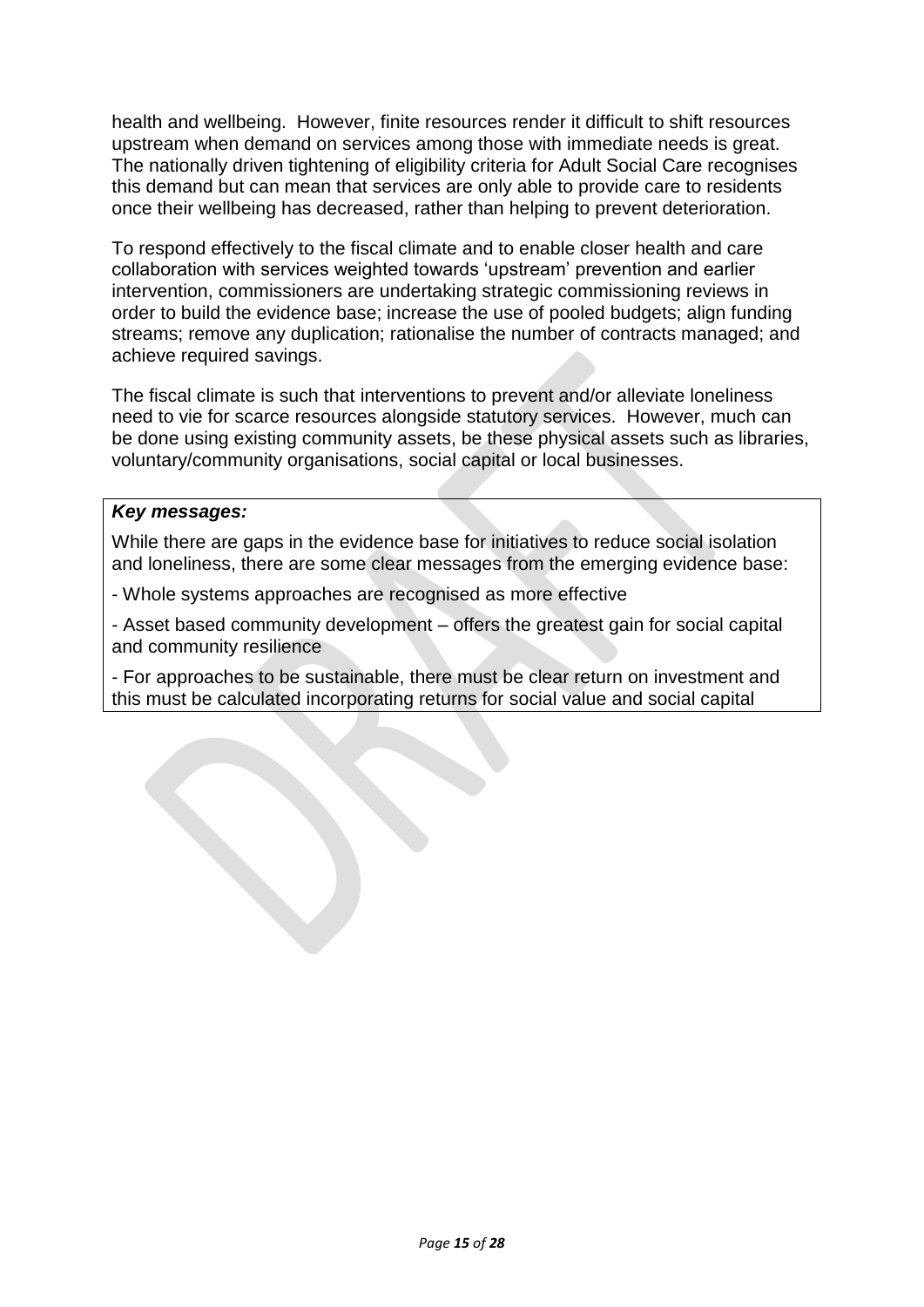health and wellbeing. However, finite resources render it difficult to shift resources upstream when demand on services among those with immediate needs is great. The nationally driven tightening of eligibility criteria for Adult Social Care recognises this demand but can mean that services are only able to provide care to residents once their wellbeing has decreased, rather than helping to prevent deterioration.

To respond effectively to the fiscal climate and to enable closer health and care collaboration with services weighted towards 'upstream' prevention and earlier intervention, commissioners are undertaking strategic commissioning reviews in order to build the evidence base; increase the use of pooled budgets; align funding streams; remove any duplication; rationalise the number of contracts managed; and achieve required savings.

The fiscal climate is such that interventions to prevent and/or alleviate loneliness need to vie for scarce resources alongside statutory services. However, much can be done using existing community assets, be these physical assets such as libraries, voluntary/community organisations, social capital or local businesses.

***Key messages:***

While there are gaps in the evidence base for initiatives to reduce social isolation and loneliness, there are some clear messages from the emerging evidence base:

- Whole systems approaches are recognised as more effective
- Asset based community development – offers the greatest gain for social capital and community resilience
- For approaches to be sustainable, there must be clear return on investment and this must be calculated incorporating returns for social value and social capital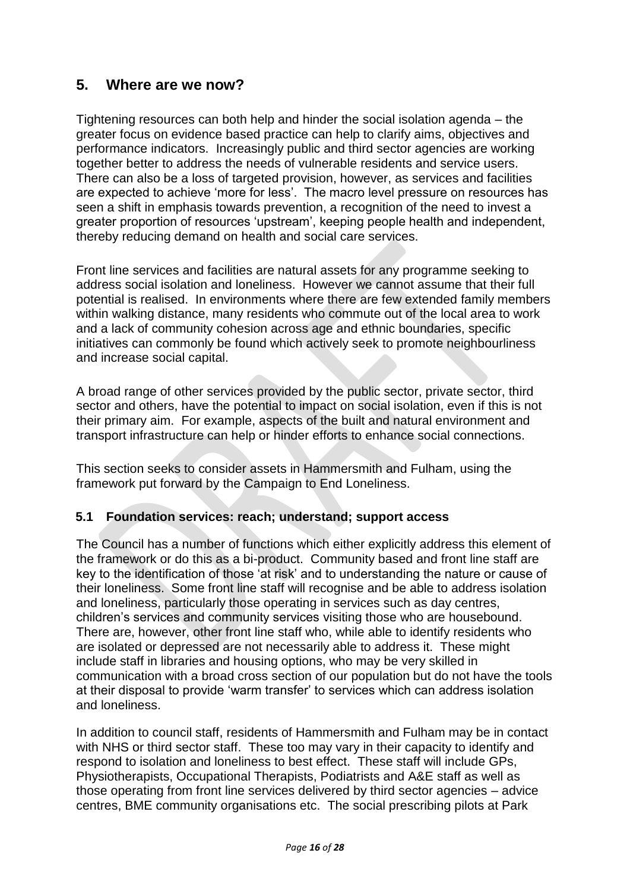## 5. Where are we now?

Tightening resources can both help and hinder the social isolation agenda – the greater focus on evidence based practice can help to clarify aims, objectives and performance indicators. Increasingly public and third sector agencies are working together better to address the needs of vulnerable residents and service users. There can also be a loss of targeted provision, however, as services and facilities are expected to achieve 'more for less'. The macro level pressure on resources has seen a shift in emphasis towards prevention, a recognition of the need to invest a greater proportion of resources 'upstream', keeping people health and independent, thereby reducing demand on health and social care services.

Front line services and facilities are natural assets for any programme seeking to address social isolation and loneliness. However we cannot assume that their full potential is realised. In environments where there are few extended family members within walking distance, many residents who commute out of the local area to work and a lack of community cohesion across age and ethnic boundaries, specific initiatives can commonly be found which actively seek to promote neighbourliness and increase social capital.

A broad range of other services provided by the public sector, private sector, third sector and others, have the potential to impact on social isolation, even if this is not their primary aim. For example, aspects of the built and natural environment and transport infrastructure can help or hinder efforts to enhance social connections.

This section seeks to consider assets in Hammersmith and Fulham, using the framework put forward by the Campaign to End Loneliness.

### 5.1 Foundation services: reach; understand; support access

The Council has a number of functions which either explicitly address this element of the framework or do this as a bi-product. Community based and front line staff are key to the identification of those 'at risk' and to understanding the nature or cause of their loneliness. Some front line staff will recognise and be able to address isolation and loneliness, particularly those operating in services such as day centres, children's services and community services visiting those who are housebound. There are, however, other front line staff who, while able to identify residents who are isolated or depressed are not necessarily able to address it. These might include staff in libraries and housing options, who may be very skilled in communication with a broad cross section of our population but do not have the tools at their disposal to provide 'warm transfer' to services which can address isolation and loneliness.

In addition to council staff, residents of Hammersmith and Fulham may be in contact with NHS or third sector staff. These too may vary in their capacity to identify and respond to isolation and loneliness to best effect. These staff will include GPs, Physiotherapists, Occupational Therapists, Podiatrists and A&E staff as well as those operating from front line services delivered by third sector agencies – advice centres, BME community organisations etc. The social prescribing pilots at Park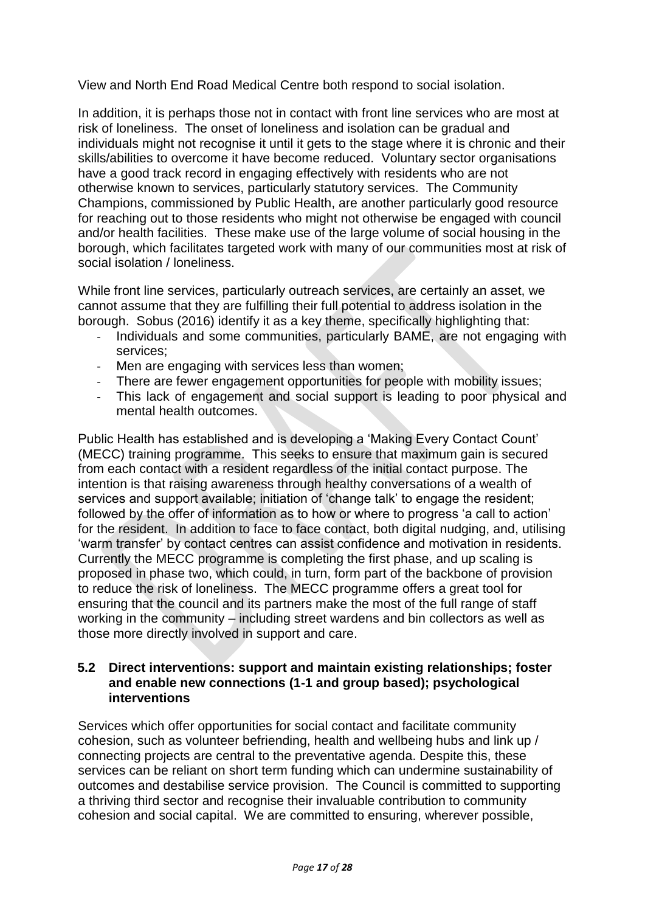View and North End Road Medical Centre both respond to social isolation.

In addition, it is perhaps those not in contact with front line services who are most at risk of loneliness. The onset of loneliness and isolation can be gradual and individuals might not recognise it until it gets to the stage where it is chronic and their skills/abilities to overcome it have become reduced. Voluntary sector organisations have a good track record in engaging effectively with residents who are not otherwise known to services, particularly statutory services. The Community Champions, commissioned by Public Health, are another particularly good resource for reaching out to those residents who might not otherwise be engaged with council and/or health facilities. These make use of the large volume of social housing in the borough, which facilitates targeted work with many of our communities most at risk of social isolation / loneliness.

While front line services, particularly outreach services, are certainly an asset, we cannot assume that they are fulfilling their full potential to address isolation in the borough. Sobus (2016) identify it as a key theme, specifically highlighting that:

- Individuals and some communities, particularly BAME, are not engaging with services;
- Men are engaging with services less than women;
- There are fewer engagement opportunities for people with mobility issues;
- This lack of engagement and social support is leading to poor physical and mental health outcomes.

Public Health has established and is developing a 'Making Every Contact Count' (MECC) training programme. This seeks to ensure that maximum gain is secured from each contact with a resident regardless of the initial contact purpose. The intention is that raising awareness through healthy conversations of a wealth of services and support available; initiation of 'change talk' to engage the resident; followed by the offer of information as to how or where to progress 'a call to action' for the resident. In addition to face to face contact, both digital nudging, and, utilising 'warm transfer' by contact centres can assist confidence and motivation in residents. Currently the MECC programme is completing the first phase, and up scaling is proposed in phase two, which could, in turn, form part of the backbone of provision to reduce the risk of loneliness. The MECC programme offers a great tool for ensuring that the council and its partners make the most of the full range of staff working in the community – including street wardens and bin collectors as well as those more directly involved in support and care.

### 5.2 Direct interventions: support and maintain existing relationships; foster and enable new connections (1-1 and group based); psychological interventions

Services which offer opportunities for social contact and facilitate community cohesion, such as volunteer befriending, health and wellbeing hubs and link up / connecting projects are central to the preventative agenda. Despite this, these services can be reliant on short term funding which can undermine sustainability of outcomes and destabilise service provision. The Council is committed to supporting a thriving third sector and recognise their invaluable contribution to community cohesion and social capital. We are committed to ensuring, wherever possible,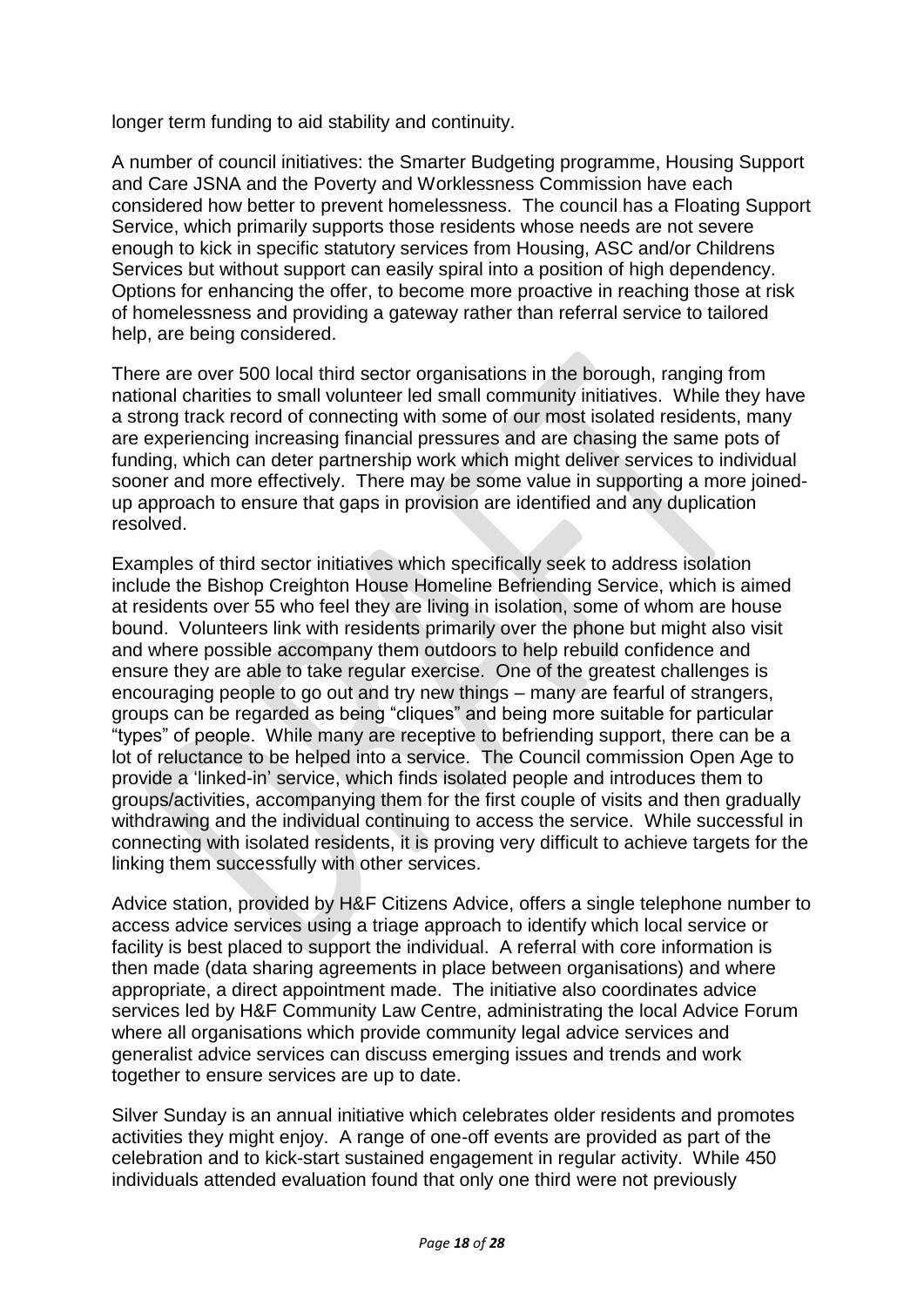longer term funding to aid stability and continuity.

A number of council initiatives: the Smarter Budgeting programme, Housing Support and Care JSNA and the Poverty and Worklessness Commission have each considered how better to prevent homelessness. The council has a Floating Support Service, which primarily supports those residents whose needs are not severe enough to kick in specific statutory services from Housing, ASC and/or Childrens Services but without support can easily spiral into a position of high dependency. Options for enhancing the offer, to become more proactive in reaching those at risk of homelessness and providing a gateway rather than referral service to tailored help, are being considered.

There are over 500 local third sector organisations in the borough, ranging from national charities to small volunteer led small community initiatives. While they have a strong track record of connecting with some of our most isolated residents, many are experiencing increasing financial pressures and are chasing the same pots of funding, which can deter partnership work which might deliver services to individual sooner and more effectively. There may be some value in supporting a more joined-up approach to ensure that gaps in provision are identified and any duplication resolved.

Examples of third sector initiatives which specifically seek to address isolation include the Bishop Creighton House Homeline Befriending Service, which is aimed at residents over 55 who feel they are living in isolation, some of whom are house bound. Volunteers link with residents primarily over the phone but might also visit and where possible accompany them outdoors to help rebuild confidence and ensure they are able to take regular exercise. One of the greatest challenges is encouraging people to go out and try new things – many are fearful of strangers, groups can be regarded as being "cliques" and being more suitable for particular "types" of people. While many are receptive to befriending support, there can be a lot of reluctance to be helped into a service. The Council commission Open Age to provide a 'linked-in' service, which finds isolated people and introduces them to groups/activities, accompanying them for the first couple of visits and then gradually withdrawing and the individual continuing to access the service. While successful in connecting with isolated residents, it is proving very difficult to achieve targets for the linking them successfully with other services.

Advice station, provided by H&F Citizens Advice, offers a single telephone number to access advice services using a triage approach to identify which local service or facility is best placed to support the individual. A referral with core information is then made (data sharing agreements in place between organisations) and where appropriate, a direct appointment made. The initiative also coordinates advice services led by H&F Community Law Centre, administrating the local Advice Forum where all organisations which provide community legal advice services and generalist advice services can discuss emerging issues and trends and work together to ensure services are up to date.

Silver Sunday is an annual initiative which celebrates older residents and promotes activities they might enjoy. A range of one-off events are provided as part of the celebration and to kick-start sustained engagement in regular activity. While 450 individuals attended evaluation found that only one third were not previously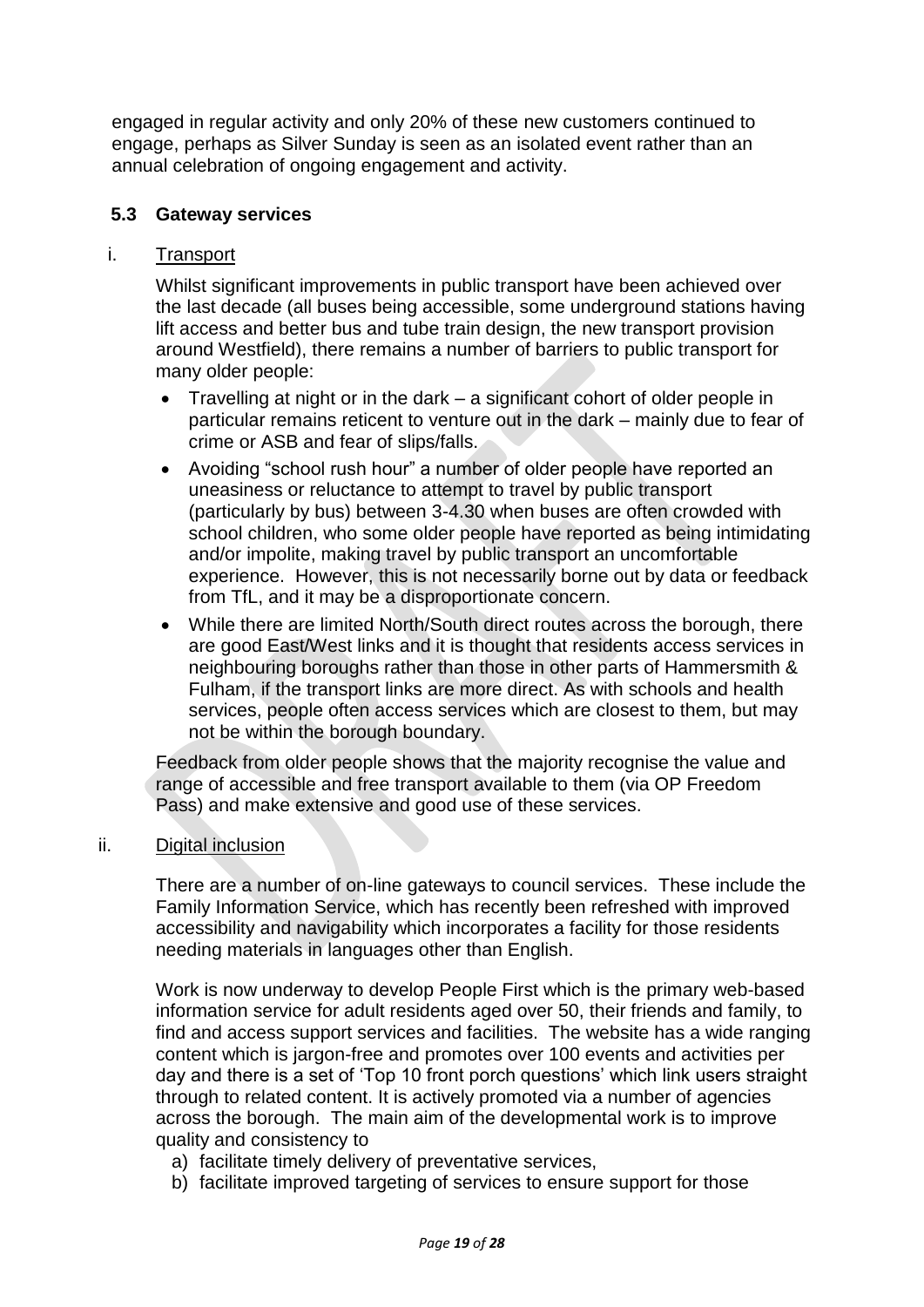engaged in regular activity and only 20% of these new customers continued to engage, perhaps as Silver Sunday is seen as an isolated event rather than an annual celebration of ongoing engagement and activity.

### 5.3 Gateway services

i. Transport

Whilst significant improvements in public transport have been achieved over the last decade (all buses being accessible, some underground stations having lift access and better bus and tube train design, the new transport provision around Westfield), there remains a number of barriers to public transport for many older people:

- Travelling at night or in the dark – a significant cohort of older people in particular remains reticent to venture out in the dark – mainly due to fear of crime or ASB and fear of slips/falls.
- Avoiding "school rush hour" a number of older people have reported an uneasiness or reluctance to attempt to travel by public transport (particularly by bus) between 3-4.30 when buses are often crowded with school children, who some older people have reported as being intimidating and/or impolite, making travel by public transport an uncomfortable experience. However, this is not necessarily borne out by data or feedback from TfL, and it may be a disproportionate concern.
- While there are limited North/South direct routes across the borough, there are good East/West links and it is thought that residents access services in neighbouring boroughs rather than those in other parts of Hammersmith & Fulham, if the transport links are more direct. As with schools and health services, people often access services which are closest to them, but may not be within the borough boundary.

Feedback from older people shows that the majority recognise the value and range of accessible and free transport available to them (via OP Freedom Pass) and make extensive and good use of these services.

ii. Digital inclusion

There are a number of on-line gateways to council services. These include the Family Information Service, which has recently been refreshed with improved accessibility and navigability which incorporates a facility for those residents needing materials in languages other than English.

Work is now underway to develop People First which is the primary web-based information service for adult residents aged over 50, their friends and family, to find and access support services and facilities. The website has a wide ranging content which is jargon-free and promotes over 100 events and activities per day and there is a set of 'Top 10 front porch questions' which link users straight through to related content. It is actively promoted via a number of agencies across the borough. The main aim of the developmental work is to improve quality and consistency to

a) facilitate timely delivery of preventative services,
b) facilitate improved targeting of services to ensure support for those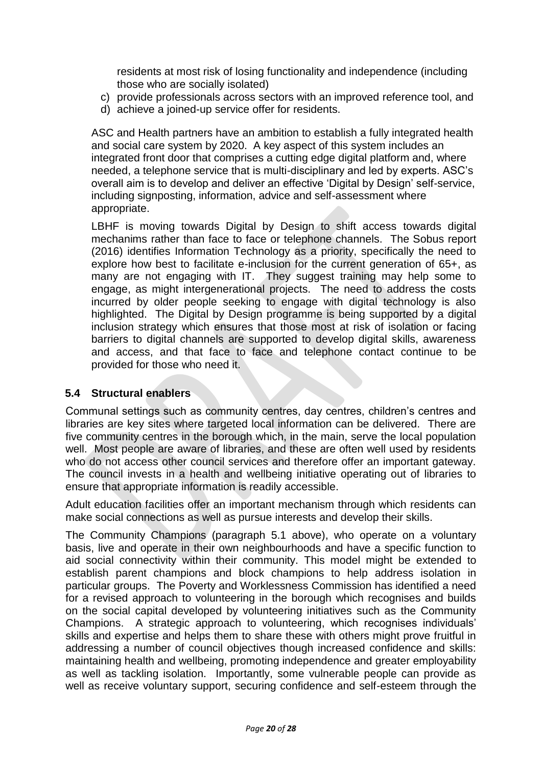residents at most risk of losing functionality and independence (including those who are socially isolated)

c) provide professionals across sectors with an improved reference tool, and
d) achieve a joined-up service offer for residents.

ASC and Health partners have an ambition to establish a fully integrated health and social care system by 2020. A key aspect of this system includes an integrated front door that comprises a cutting edge digital platform and, where needed, a telephone service that is multi-disciplinary and led by experts. ASC's overall aim is to develop and deliver an effective 'Digital by Design' self-service, including signposting, information, advice and self-assessment where appropriate.

LBHF is moving towards Digital by Design to shift access towards digital mechanims rather than face to face or telephone channels. The Sobus report (2016) identifies Information Technology as a priority, specifically the need to explore how best to facilitate e-inclusion for the current generation of 65+, as many are not engaging with IT. They suggest training may help some to engage, as might intergenerational projects. The need to address the costs incurred by older people seeking to engage with digital technology is also highlighted. The Digital by Design programme is being supported by a digital inclusion strategy which ensures that those most at risk of isolation or facing barriers to digital channels are supported to develop digital skills, awareness and access, and that face to face and telephone contact continue to be provided for those who need it.

### 5.4 Structural enablers

Communal settings such as community centres, day centres, children's centres and libraries are key sites where targeted local information can be delivered. There are five community centres in the borough which, in the main, serve the local population well. Most people are aware of libraries, and these are often well used by residents who do not access other council services and therefore offer an important gateway. The council invests in a health and wellbeing initiative operating out of libraries to ensure that appropriate information is readily accessible.

Adult education facilities offer an important mechanism through which residents can make social connections as well as pursue interests and develop their skills.

The Community Champions (paragraph 5.1 above), who operate on a voluntary basis, live and operate in their own neighbourhoods and have a specific function to aid social connectivity within their community. This model might be extended to establish parent champions and block champions to help address isolation in particular groups. The Poverty and Worklessness Commission has identified a need for a revised approach to volunteering in the borough which recognises and builds on the social capital developed by volunteering initiatives such as the Community Champions. A strategic approach to volunteering, which recognises individuals' skills and expertise and helps them to share these with others might prove fruitful in addressing a number of council objectives though increased confidence and skills: maintaining health and wellbeing, promoting independence and greater employability as well as tackling isolation. Importantly, some vulnerable people can provide as well as receive voluntary support, securing confidence and self-esteem through the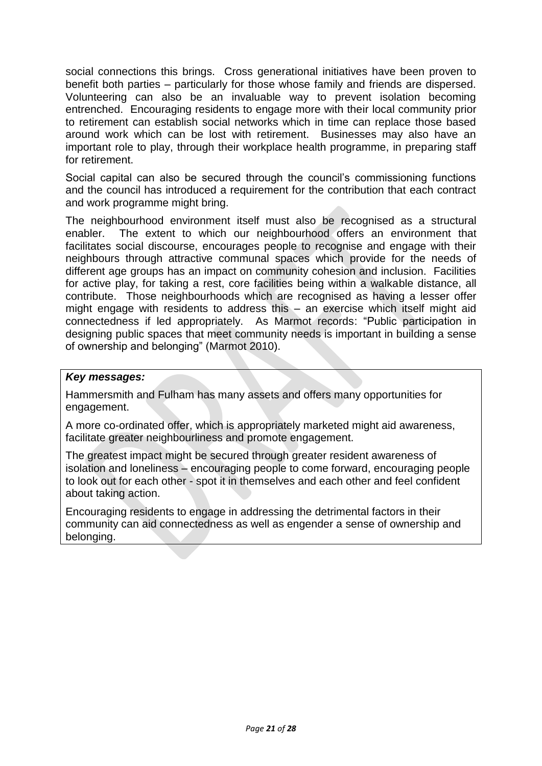social connections this brings. Cross generational initiatives have been proven to benefit both parties – particularly for those whose family and friends are dispersed. Volunteering can also be an invaluable way to prevent isolation becoming entrenched. Encouraging residents to engage more with their local community prior to retirement can establish social networks which in time can replace those based around work which can be lost with retirement. Businesses may also have an important role to play, through their workplace health programme, in preparing staff for retirement.

Social capital can also be secured through the council's commissioning functions and the council has introduced a requirement for the contribution that each contract and work programme might bring.

The neighbourhood environment itself must also be recognised as a structural enabler. The extent to which our neighbourhood offers an environment that facilitates social discourse, encourages people to recognise and engage with their neighbours through attractive communal spaces which provide for the needs of different age groups has an impact on community cohesion and inclusion. Facilities for active play, for taking a rest, core facilities being within a walkable distance, all contribute. Those neighbourhoods which are recognised as having a lesser offer might engage with residents to address this – an exercise which itself might aid connectedness if led appropriately. As Marmot records: "Public participation in designing public spaces that meet community needs is important in building a sense of ownership and belonging" (Marmot 2010).

***Key messages:***

Hammersmith and Fulham has many assets and offers many opportunities for engagement.

A more co-ordinated offer, which is appropriately marketed might aid awareness, facilitate greater neighbourliness and promote engagement.

The greatest impact might be secured through greater resident awareness of isolation and loneliness – encouraging people to come forward, encouraging people to look out for each other - spot it in themselves and each other and feel confident about taking action.

Encouraging residents to engage in addressing the detrimental factors in their community can aid connectedness as well as engender a sense of ownership and belonging.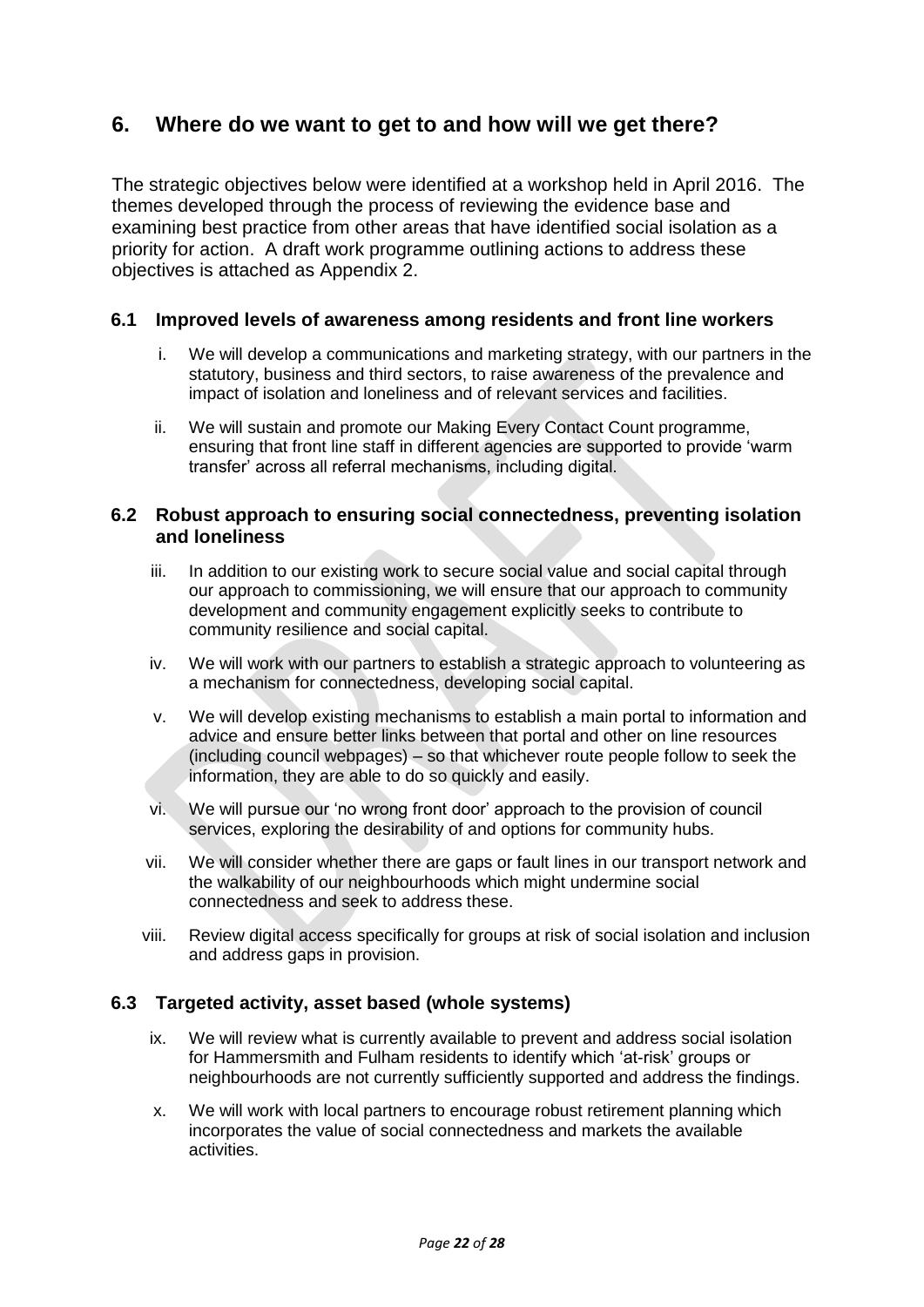## 6. Where do we want to get to and how will we get there?

The strategic objectives below were identified at a workshop held in April 2016. The themes developed through the process of reviewing the evidence base and examining best practice from other areas that have identified social isolation as a priority for action. A draft work programme outlining actions to address these objectives is attached as Appendix 2.

### 6.1 Improved levels of awareness among residents and front line workers

i. We will develop a communications and marketing strategy, with our partners in the statutory, business and third sectors, to raise awareness of the prevalence and impact of isolation and loneliness and of relevant services and facilities.

ii. We will sustain and promote our Making Every Contact Count programme, ensuring that front line staff in different agencies are supported to provide 'warm transfer' across all referral mechanisms, including digital.

### 6.2 Robust approach to ensuring social connectedness, preventing isolation and loneliness

iii. In addition to our existing work to secure social value and social capital through our approach to commissioning, we will ensure that our approach to community development and community engagement explicitly seeks to contribute to community resilience and social capital.

iv. We will work with our partners to establish a strategic approach to volunteering as a mechanism for connectedness, developing social capital.

v. We will develop existing mechanisms to establish a main portal to information and advice and ensure better links between that portal and other on line resources (including council webpages) – so that whichever route people follow to seek the information, they are able to do so quickly and easily.

vi. We will pursue our 'no wrong front door' approach to the provision of council services, exploring the desirability of and options for community hubs.

vii. We will consider whether there are gaps or fault lines in our transport network and the walkability of our neighbourhoods which might undermine social connectedness and seek to address these.

viii. Review digital access specifically for groups at risk of social isolation and inclusion and address gaps in provision.

### 6.3 Targeted activity, asset based (whole systems)

ix. We will review what is currently available to prevent and address social isolation for Hammersmith and Fulham residents to identify which 'at-risk' groups or neighbourhoods are not currently sufficiently supported and address the findings.

x. We will work with local partners to encourage robust retirement planning which incorporates the value of social connectedness and markets the available activities.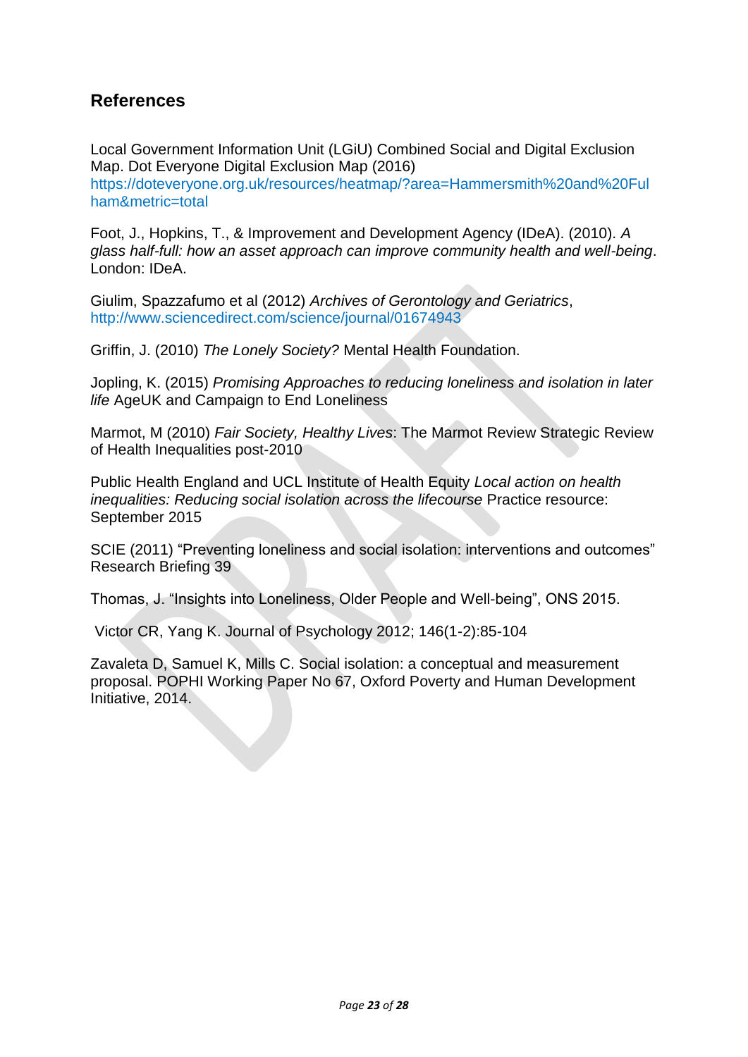## References

Local Government Information Unit (LGiU) Combined Social and Digital Exclusion Map. Dot Everyone Digital Exclusion Map (2016) https://doteveryone.org.uk/resources/heatmap/?area=Hammersmith%20and%20Fulham&metric=total

Foot, J., Hopkins, T., & Improvement and Development Agency (IDeA). (2010). *A glass half-full: how an asset approach can improve community health and well-being*. London: IDeA.

Giulim, Spazzafumo et al (2012) *Archives of Gerontology and Geriatrics*, http://www.sciencedirect.com/science/journal/01674943

Griffin, J. (2010) *The Lonely Society?* Mental Health Foundation.

Jopling, K. (2015) *Promising Approaches to reducing loneliness and isolation in later life* AgeUK and Campaign to End Loneliness

Marmot, M (2010) *Fair Society, Healthy Lives*: The Marmot Review Strategic Review of Health Inequalities post-2010

Public Health England and UCL Institute of Health Equity *Local action on health inequalities: Reducing social isolation across the lifecourse* Practice resource: September 2015

SCIE (2011) "Preventing loneliness and social isolation: interventions and outcomes" Research Briefing 39

Thomas, J. "Insights into Loneliness, Older People and Well-being", ONS 2015.

Victor CR, Yang K. Journal of Psychology 2012; 146(1-2):85-104

Zavaleta D, Samuel K, Mills C. Social isolation: a conceptual and measurement proposal. POPHI Working Paper No 67, Oxford Poverty and Human Development Initiative, 2014.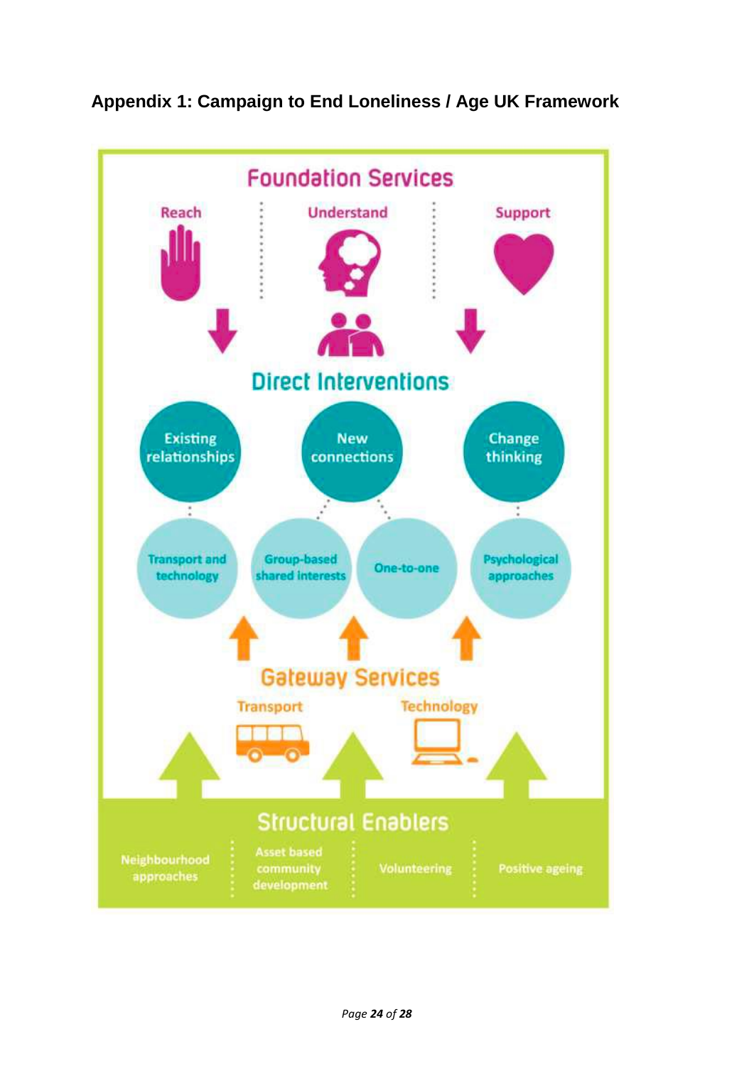## Appendix 1: Campaign to End Loneliness / Age UK Framework

**Foundation Services**

Reach | Understand | Support

**Direct Interventions**

- Existing relationships
  - Transport and technology
- New connections
  - Group-based shared interests
  - One-to-one
- Change thinking
  - Psychological approaches

**Gateway Services**

Transport | Technology

**Structural Enablers**

Neighbourhood approaches | Asset based community development | Volunteering | Positive ageing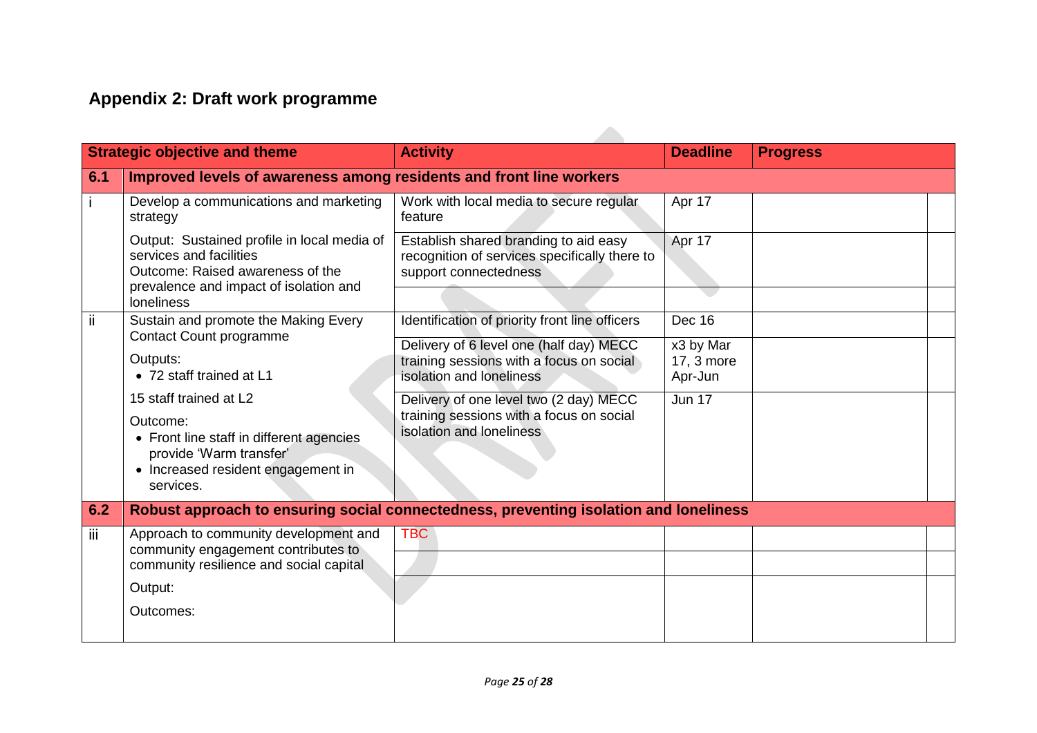## Appendix 2: Draft work programme

| | Strategic objective and theme | Activity | Deadline | Progress | |
|---|---|---|---|---|---|
| **6.1** | **Improved levels of awareness among residents and front line workers** | | | | |
| i | Develop a communications and marketing strategy | Work with local media to secure regular feature | Apr 17 | | |
| | Output: Sustained profile in local media of services and facilities<br>Outcome: Raised awareness of the prevalence and impact of isolation and loneliness | Establish shared branding to aid easy recognition of services specifically there to support connectedness | Apr 17 | | |
| | | | | | |
| ii | Sustain and promote the Making Every Contact Count programme | Identification of priority front line officers | Dec 16 | | |
| | Outputs:<br>• 72 staff trained at L1 | Delivery of 6 level one (half day) MECC training sessions with a focus on social isolation and loneliness | x3 by Mar 17, 3 more Apr-Jun | | |
| | 15 staff trained at L2<br>Outcome:<br>• Front line staff in different agencies provide 'Warm transfer'<br>• Increased resident engagement in services. | Delivery of one level two (2 day) MECC training sessions with a focus on social isolation and loneliness | Jun 17 | | |
| **6.2** | **Robust approach to ensuring social connectedness, preventing isolation and loneliness** | | | | |
| iii | Approach to community development and community engagement contributes to community resilience and social capital | TBC | | | |
| | | | | | |
| | Output:<br>Outcomes: | | | | |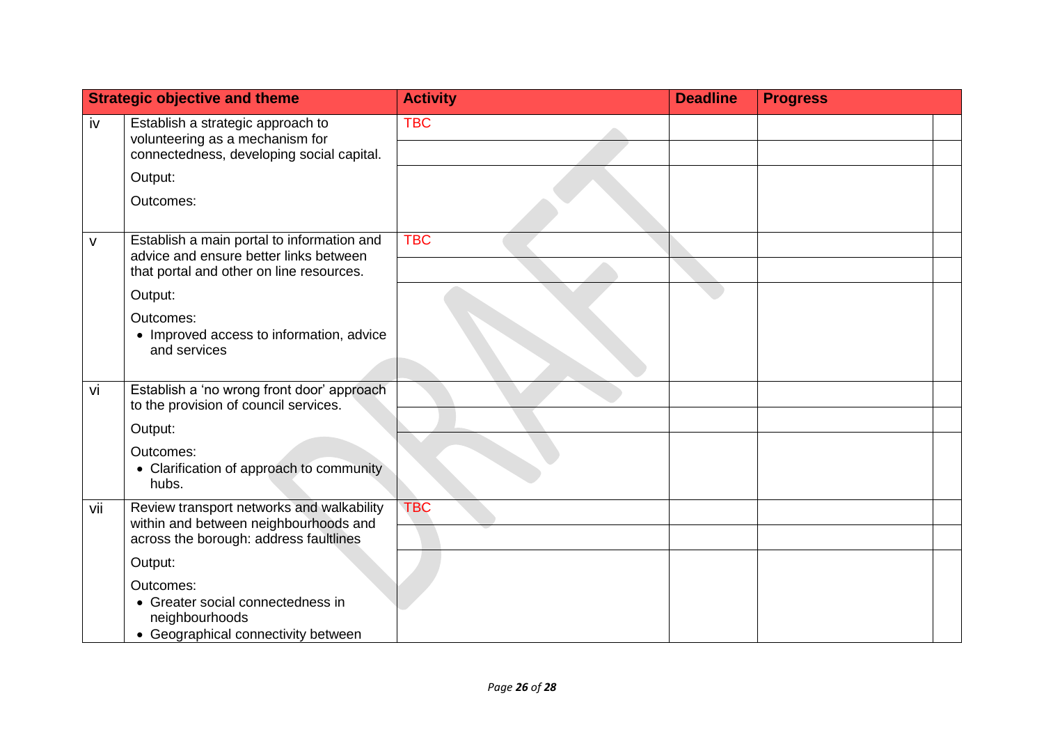| Strategic objective and theme | | Activity | Deadline | Progress | |
|---|---|---|---|---|---|
| iv | Establish a strategic approach to volunteering as a mechanism for connectedness, developing social capital.<br><br>Output:<br><br>Outcomes: | TBC | | | |
| | | | | | |
| | | | | | |
| v | Establish a main portal to information and advice and ensure better links between that portal and other on line resources.<br><br>Output:<br><br>Outcomes:<br>• Improved access to information, advice and services | TBC | | | |
| | | | | | |
| | | | | | |
| vi | Establish a 'no wrong front door' approach to the provision of council services.<br><br>Output:<br><br>Outcomes:<br>• Clarification of approach to community hubs. | | | | |
| | | | | | |
| | | | | | |
| vii | Review transport networks and walkability within and between neighbourhoods and across the borough: address faultlines<br><br>Output:<br><br>Outcomes:<br>• Greater social connectedness in neighbourhoods<br>• Geographical connectivity between | TBC | | | |
| | | | | | |
| | | | | | |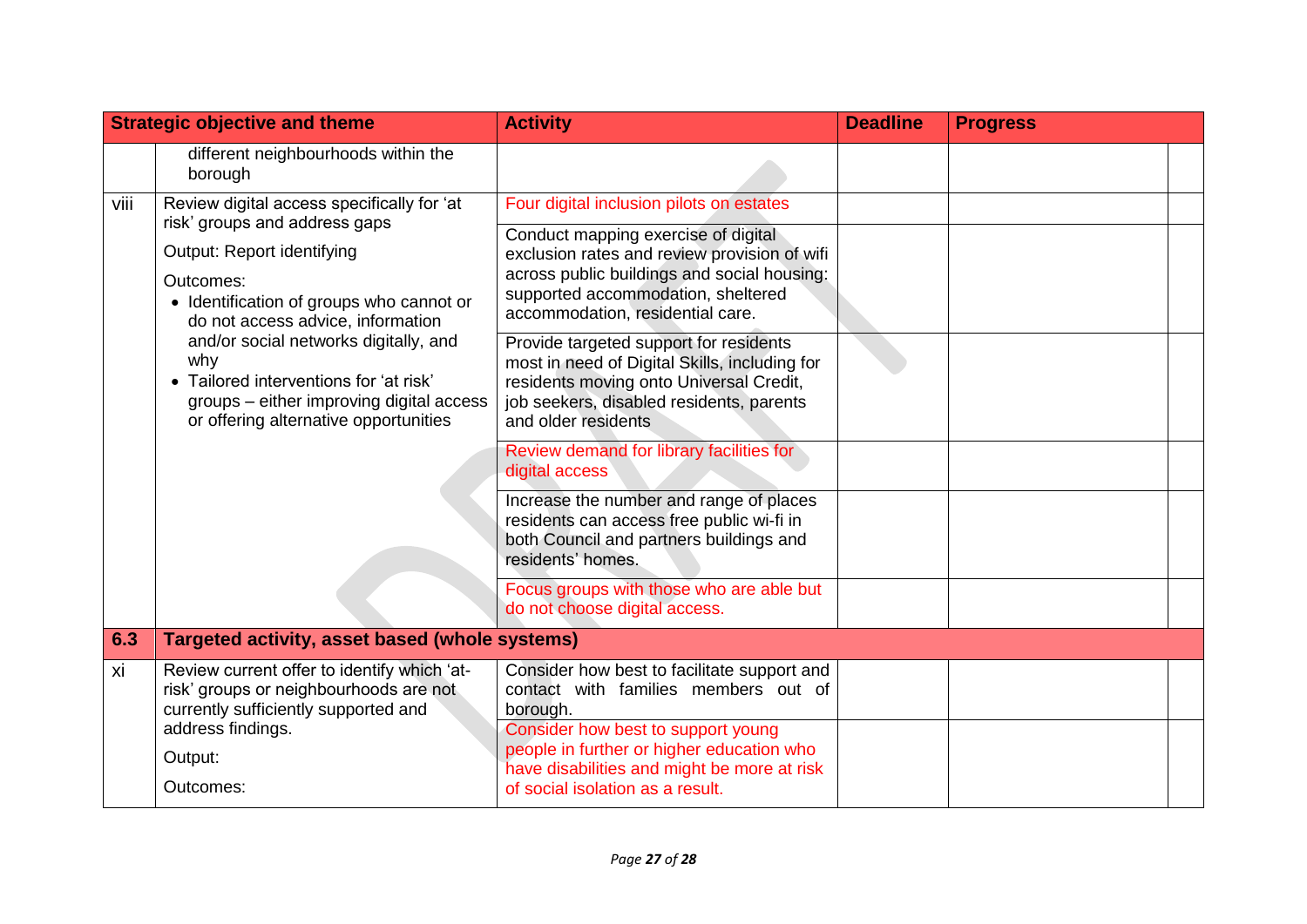| Strategic objective and theme | | Activity | Deadline | Progress | |
|---|---|---|---|---|---|
| | different neighbourhoods within the borough | | | | |
| viii | Review digital access specifically for 'at risk' groups and address gaps<br><br>Output: Report identifying<br><br>Outcomes:<br>• Identification of groups who cannot or do not access advice, information and/or social networks digitally, and why<br>• Tailored interventions for 'at risk' groups – either improving digital access or offering alternative opportunities | Four digital inclusion pilots on estates | | | |
| | | Conduct mapping exercise of digital exclusion rates and review provision of wifi across public buildings and social housing: supported accommodation, sheltered accommodation, residential care. | | | |
| | | Provide targeted support for residents most in need of Digital Skills, including for residents moving onto Universal Credit, job seekers, disabled residents, parents and older residents | | | |
| | | Review demand for library facilities for digital access | | | |
| | | Increase the number and range of places residents can access free public wi-fi in both Council and partners buildings and residents' homes. | | | |
| | | Focus groups with those who are able but do not choose digital access. | | | |
| **6.3** | **Targeted activity, asset based (whole systems)** | | | | |
| xi | Review current offer to identify which 'at-risk' groups or neighbourhoods are not currently sufficiently supported and address findings.<br><br>Output:<br><br>Outcomes: | Consider how best to facilitate support and contact with families members out of borough. | | | |
| | | Consider how best to support young people in further or higher education who have disabilities and might be more at risk of social isolation as a result. | | | |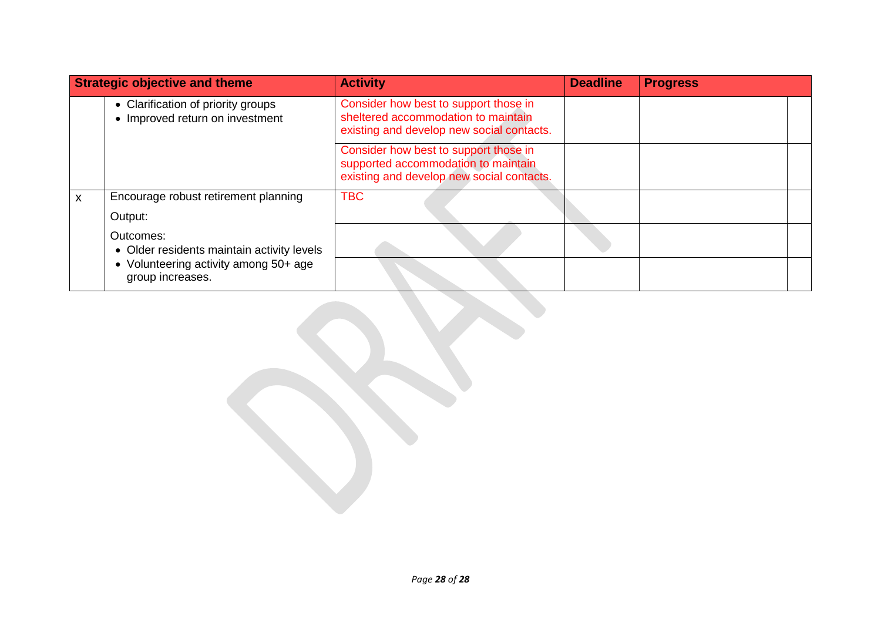| Strategic objective and theme | | Activity | Deadline | Progress | |
|---|---|---|---|---|---|
| | • Clarification of priority groups<br>• Improved return on investment | Consider how best to support those in sheltered accommodation to maintain existing and develop new social contacts. | | | |
| | | Consider how best to support those in supported accommodation to maintain existing and develop new social contacts. | | | |
| x | Encourage robust retirement planning<br>Output:<br>Outcomes:<br>• Older residents maintain activity levels<br>• Volunteering activity among 50+ age group increases. | TBC | | | |
| | | | | | |
| | | | | | |